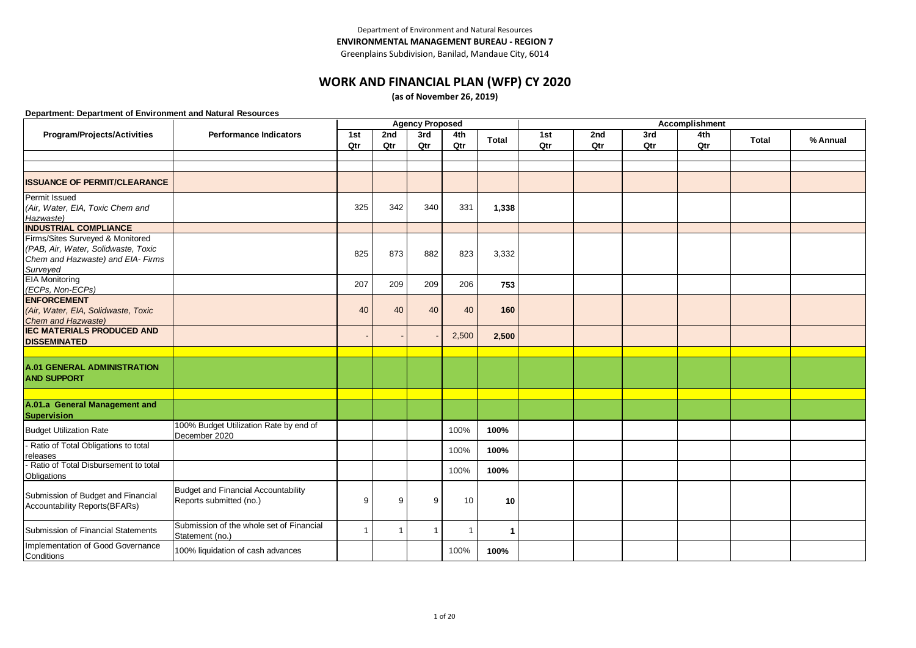Department of Environment and Natural Resources

**ENVIRONMENTAL MANAGEMENT BUREAU - REGION 7**

Greenplains Subdivision, Banilad, Mandaue City, 6014

# WORK AND FINANCIAL PLAN (WFP) CY 2020

**(as of November 26, 2019)**

**Department: Department of Environment and Natural Resources**

| Program/Projects/Activities | Performance Indicators | Agency Proposed | | | | | Accomplishment | | | | | |
|---|---|---|---|---|---|---|---|---|---|---|---|---|
| | | 1st Qtr | 2nd Qtr | 3rd Qtr | 4th Qtr | Total | 1st Qtr | 2nd Qtr | 3rd Qtr | 4th Qtr | Total | % Annual |
| | | | | | | | | | | | | |
| | | | | | | | | | | | | |
| **ISSUANCE OF PERMIT/CLEARANCE** | | | | | | | | | | | | |
| Permit Issued *(Air, Water, EIA, Toxic Chem and Hazwaste)* | | 325 | 342 | 340 | 331 | **1,338** | | | | | | |
| **INDUSTRIAL COMPLIANCE** | | | | | | | | | | | | |
| Firms/Sites Surveyed & Monitored *(PAB, Air, Water, Solidwaste, Toxic Chem and Hazwaste) and EIA- Firms Surveyed* | | 825 | 873 | 882 | 823 | 3,332 | | | | | | |
| EIA Monitoring *(ECPs, Non-ECPs)* | | 207 | 209 | 209 | 206 | **753** | | | | | | |
| **ENFORCEMENT** *(Air, Water, EIA, Solidwaste, Toxic Chem and Hazwaste)* | | 40 | 40 | 40 | 40 | **160** | | | | | | |
| **IEC MATERIALS PRODUCED AND DISSEMINATED** | | - | - | - | 2,500 | **2,500** | | | | | | |
| | | | | | | | | | | | | |
| **A.01 GENERAL ADMINISTRATION AND SUPPORT** | | | | | | | | | | | | |
| | | | | | | | | | | | | |
| **A.01.a General Management and Supervision** | | | | | | | | | | | | |
| Budget Utilization Rate | 100% Budget Utilization Rate by end of December 2020 | | | | 100% | **100%** | | | | | | |
| - Ratio of Total Obligations to total releases | | | | | 100% | **100%** | | | | | | |
| - Ratio of Total Disbursement to total Obligations | | | | | 100% | **100%** | | | | | | |
| Submission of Budget and Financial Accountability Reports(BFARs) | Budget and Financial Accountability Reports submitted (no.) | 9 | 9 | 9 | 10 | **10** | | | | | | |
| Submission of Financial Statements | Submission of the whole set of Financial Statement (no.) | 1 | 1 | 1 | 1 | **1** | | | | | | |
| Implementation of Good Governance Conditions | 100% liquidation of cash advances | | | | 100% | **100%** | | | | | | |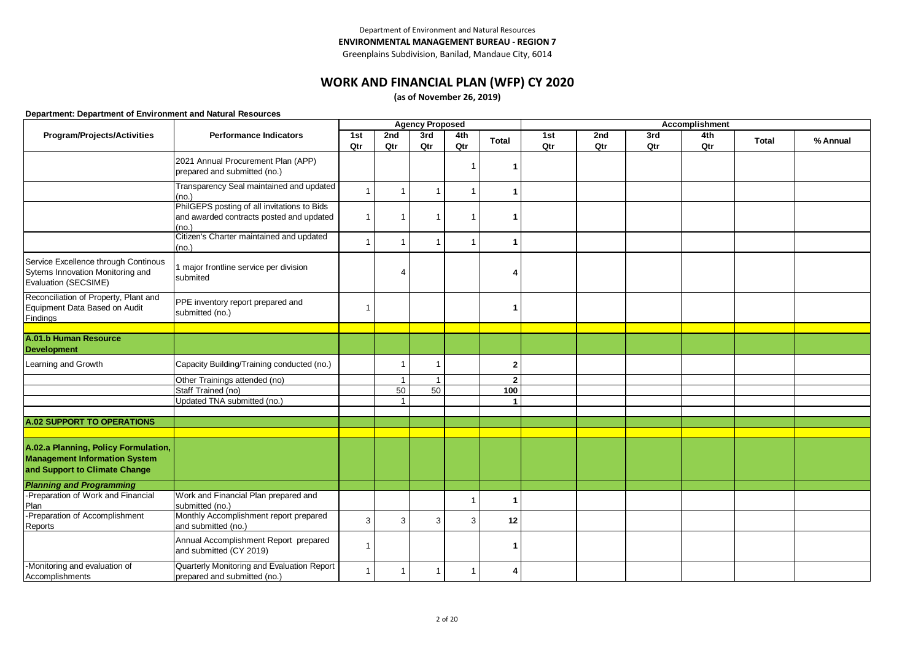Department of Environment and Natural Resources

**ENVIRONMENTAL MANAGEMENT BUREAU - REGION 7**

Greenplains Subdivision, Banilad, Mandaue City, 6014

# WORK AND FINANCIAL PLAN (WFP) CY 2020

**(as of November 26, 2019)**

**Department: Department of Environment and Natural Resources**

| Program/Projects/Activities | Performance Indicators | Agency Proposed | | | | | Accomplishment | | | | | |
|---|---|---|---|---|---|---|---|---|---|---|---|---|
| | | 1st Qtr | 2nd Qtr | 3rd Qtr | 4th Qtr | Total | 1st Qtr | 2nd Qtr | 3rd Qtr | 4th Qtr | Total | % Annual |
| | 2021 Annual Procurement Plan (APP) prepared and submitted (no.) | | | | 1 | **1** | | | | | | |
| | Transparency Seal maintained and updated (no.) | 1 | 1 | 1 | 1 | **1** | | | | | | |
| | PhilGEPS posting of all invitations to Bids and awarded contracts posted and updated (no.) | 1 | 1 | 1 | 1 | **1** | | | | | | |
| | Citizen's Charter maintained and updated (no.) | 1 | 1 | 1 | 1 | **1** | | | | | | |
| Service Excellence through Continous Sytems Innovation Monitoring and Evaluation (SECSIME) | 1 major frontline service per division submited | | 4 | | | **4** | | | | | | |
| Reconciliation of Property, Plant and Equipment Data Based on Audit Findings | PPE inventory report prepared and submitted (no.) | 1 | | | | **1** | | | | | | |
| | | | | | | | | | | | | |
| **A.01.b Human Resource Development** | | | | | | | | | | | | |
| Learning and Growth | Capacity Building/Training conducted (no.) | | 1 | 1 | | **2** | | | | | | |
| | Other Trainings attended (no) | | 1 | 1 | | **2** | | | | | | |
| | Staff Trained (no) | | 50 | 50 | | **100** | | | | | | |
| | Updated TNA submitted (no.) | | 1 | | | **1** | | | | | | |
| | | | | | | | | | | | | |
| **A.02 SUPPORT TO OPERATIONS** | | | | | | | | | | | | |
| | | | | | | | | | | | | |
| **A.02.a Planning, Policy Formulation, Management Information System and Support to Climate Change** | | | | | | | | | | | | |
| ***Planning and Programming*** | | | | | | | | | | | | |
| -Preparation of Work and Financial Plan | Work and Financial Plan prepared and submitted (no.) | | | | 1 | **1** | | | | | | |
| -Preparation of Accomplishment Reports | Monthly Accomplishment report prepared and submitted (no.) | 3 | 3 | 3 | 3 | **12** | | | | | | |
| | Annual Accomplishment Report prepared and submitted (CY 2019) | 1 | | | | **1** | | | | | | |
| -Monitoring and evaluation of Accomplishments | Quarterly Monitoring and Evaluation Report prepared and submitted (no.) | 1 | 1 | 1 | 1 | **4** | | | | | | |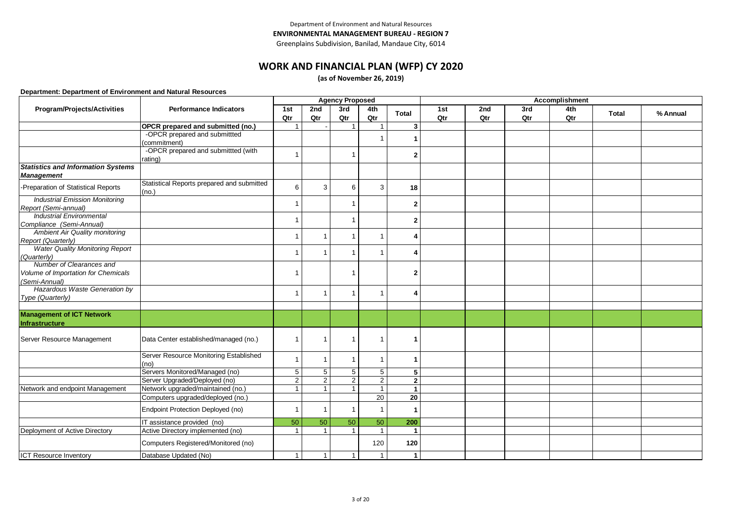Department of Environment and Natural Resources

**ENVIRONMENTAL MANAGEMENT BUREAU - REGION 7**

Greenplains Subdivision, Banilad, Mandaue City, 6014

# WORK AND FINANCIAL PLAN (WFP) CY 2020

**(as of November 26, 2019)**

**Department: Department of Environment and Natural Resources**

| Program/Projects/Activities | Performance Indicators | Agency Proposed | | | | | Accomplishment | | | | | |
|---|---|---|---|---|---|---|---|---|---|---|---|---|
| | | 1st Qtr | 2nd Qtr | 3rd Qtr | 4th Qtr | Total | 1st Qtr | 2nd Qtr | 3rd Qtr | 4th Qtr | Total | % Annual |
| | **OPCR prepared and submitted (no.)** | 1 | - | 1 | 1 | **3** | | | | | | |
| | -OPCR prepared and submittted (commitment) | | | | 1 | **1** | | | | | | |
| | -OPCR prepared and submittted (with rating) | 1 | | 1 | | **2** | | | | | | |
| ***Statistics and Information Systems Management*** | | | | | | | | | | | | |
| -Preparation of Statistical Reports | Statistical Reports prepared and submitted (no.) | 6 | 3 | 6 | 3 | **18** | | | | | | |
| *Industrial Emission Monitoring Report (Semi-annual)* | | 1 | | 1 | | **2** | | | | | | |
| *Industrial Environmental Compliance (Semi-Annual)* | | 1 | | 1 | | **2** | | | | | | |
| *Ambient Air Quality monitoring Report (Quarterly)* | | 1 | 1 | 1 | 1 | **4** | | | | | | |
| *Water Quality Monitoring Report (Quarterly)* | | 1 | 1 | 1 | 1 | **4** | | | | | | |
| *Number of Clearances and Volume of Importation for Chemicals (Semi-Annual)* | | 1 | | 1 | | **2** | | | | | | |
| *Hazardous Waste Generation by Type (Quarterly)* | | 1 | 1 | 1 | 1 | **4** | | | | | | |
| | | | | | | | | | | | | |
| **Management of ICT Network Infrastructure** | | | | | | | | | | | | |
| Server Resource Management | Data Center established/managed (no.) | 1 | 1 | 1 | 1 | **1** | | | | | | |
| | Server Resource Monitoring Established (no) | 1 | 1 | 1 | 1 | **1** | | | | | | |
| | Servers Monitored/Managed (no) | 5 | 5 | 5 | 5 | **5** | | | | | | |
| | Server Upgraded/Deployed (no) | 2 | 2 | 2 | 2 | **2** | | | | | | |
| Network and endpoint Management | Network upgraded/maintained (no.) | 1 | 1 | 1 | 1 | **1** | | | | | | |
| | Computers upgraded/deployed (no.) | | | | 20 | **20** | | | | | | |
| | Endpoint Protection Deployed (no) | 1 | 1 | 1 | 1 | **1** | | | | | | |
| | IT assistance provided (no) | 50 | 50 | 50 | 50 | **200** | | | | | | |
| Deployment of Active Directory | Active Directory implemented (no) | 1 | 1 | 1 | 1 | **1** | | | | | | |
| | Computers Registered/Monitored (no) | | | | 120 | **120** | | | | | | |
| ICT Resource Inventory | Database Updated (No) | 1 | 1 | 1 | 1 | **1** | | | | | | |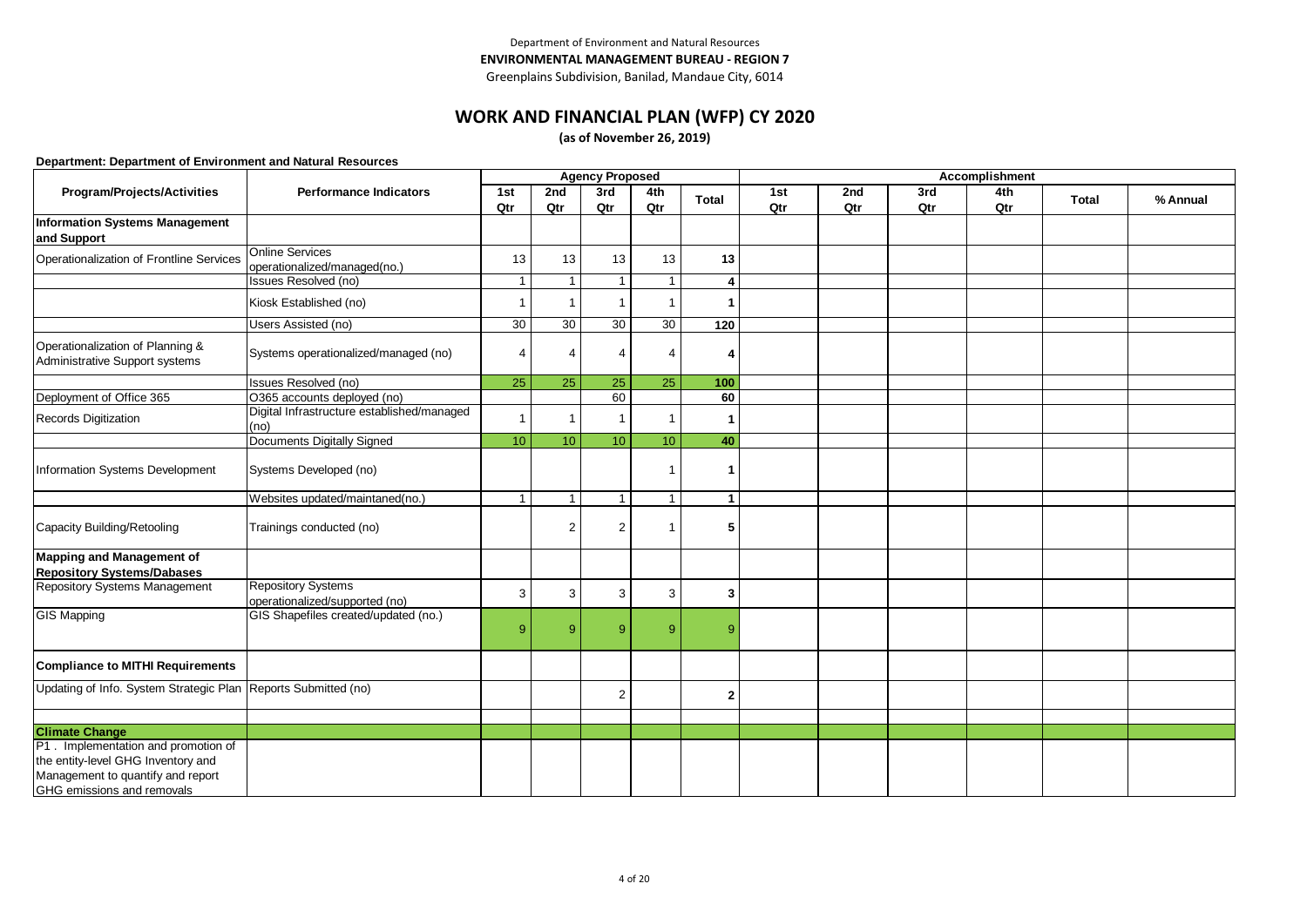Department of Environment and Natural Resources

**ENVIRONMENTAL MANAGEMENT BUREAU - REGION 7**

Greenplains Subdivision, Banilad, Mandaue City, 6014

# WORK AND FINANCIAL PLAN (WFP) CY 2020

**(as of November 26, 2019)**

**Department: Department of Environment and Natural Resources**

| Program/Projects/Activities | Performance Indicators | Agency Proposed | | | | | Accomplishment | | | | | |
|---|---|---|---|---|---|---|---|---|---|---|---|---|
| | | 1st Qtr | 2nd Qtr | 3rd Qtr | 4th Qtr | Total | 1st Qtr | 2nd Qtr | 3rd Qtr | 4th Qtr | Total | % Annual |
| **Information Systems Management and Support** | | | | | | | | | | | | |
| Operationalization of Frontline Services | Online Services operationalized/managed(no.) | 13 | 13 | 13 | 13 | **13** | | | | | | |
| | Issues Resolved (no) | 1 | 1 | 1 | 1 | **4** | | | | | | |
| | Kiosk Established (no) | 1 | 1 | 1 | 1 | **1** | | | | | | |
| | Users Assisted (no) | 30 | 30 | 30 | 30 | **120** | | | | | | |
| Operationalization of Planning & Administrative Support systems | Systems operationalized/managed (no) | 4 | 4 | 4 | 4 | **4** | | | | | | |
| | Issues Resolved (no) | 25 | 25 | 25 | 25 | **100** | | | | | | |
| Deployment of Office 365 | O365 accounts deployed (no) | | | 60 | | **60** | | | | | | |
| Records Digitization | Digital Infrastructure established/managed (no) | 1 | 1 | 1 | 1 | **1** | | | | | | |
| | Documents Digitally Signed | 10 | 10 | 10 | 10 | **40** | | | | | | |
| Information Systems Development | Systems Developed (no) | | | | 1 | **1** | | | | | | |
| | Websites updated/maintaned(no.) | 1 | 1 | 1 | 1 | **1** | | | | | | |
| Capacity Building/Retooling | Trainings conducted (no) | | 2 | 2 | 1 | **5** | | | | | | |
| **Mapping and Management of Repository Systems/Dabases** | | | | | | | | | | | | |
| Repository Systems Management | Repository Systems operationalized/supported (no) | 3 | 3 | 3 | 3 | **3** | | | | | | |
| GIS Mapping | GIS Shapefiles created/updated (no.) | 9 | 9 | 9 | 9 | 9 | | | | | | |
| **Compliance to MITHI Requirements** | | | | | | | | | | | | |
| Updating of Info. System Strategic Plan | Reports Submitted (no) | | | 2 | | **2** | | | | | | |
| | | | | | | | | | | | | |
| **Climate Change** | | | | | | | | | | | | |
| P1 . Implementation and promotion of the entity-level GHG Inventory and Management to quantify and report GHG emissions and removals | | | | | | | | | | | | |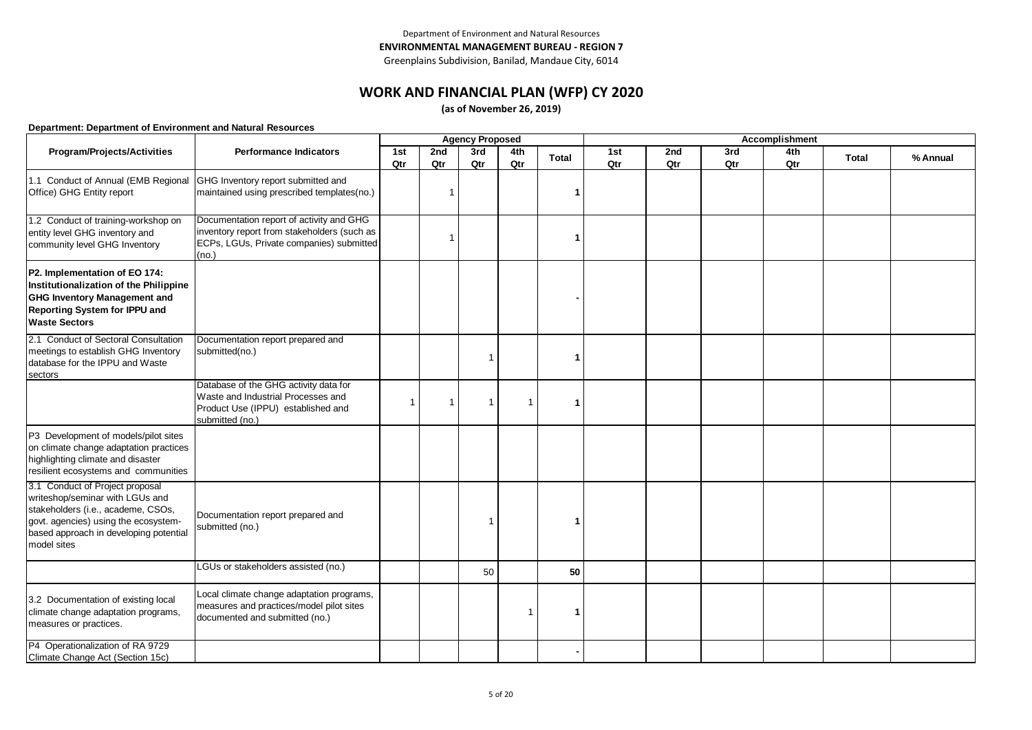Department of Environment and Natural Resources

**ENVIRONMENTAL MANAGEMENT BUREAU - REGION 7**

Greenplains Subdivision, Banilad, Mandaue City, 6014

# WORK AND FINANCIAL PLAN (WFP) CY 2020

**(as of November 26, 2019)**

**Department: Department of Environment and Natural Resources**

| Program/Projects/Activities | Performance Indicators | Agency Proposed | | | | | Accomplishment | | | | | |
|---|---|---|---|---|---|---|---|---|---|---|---|---|
| | | 1st Qtr | 2nd Qtr | 3rd Qtr | 4th Qtr | Total | 1st Qtr | 2nd Qtr | 3rd Qtr | 4th Qtr | Total | % Annual |
| 1.1 Conduct of Annual (EMB Regional Office) GHG Entity report | GHG Inventory report submitted and maintained using prescribed templates(no.) | | 1 | | | 1 | | | | | | |
| 1.2 Conduct of training-workshop on entity level GHG inventory and community level GHG Inventory | Documentation report of activity and GHG inventory report from stakeholders (such as ECPs, LGUs, Private companies) submitted (no.) | | 1 | | | 1 | | | | | | |
| **P2. Implementation of EO 174: Institutionalization of the Philippine GHG Inventory Management and Reporting System for IPPU and Waste Sectors** | | | | | | - | | | | | | |
| 2.1 Conduct of Sectoral Consultation meetings to establish GHG Inventory database for the IPPU and Waste sectors | Documentation report prepared and submitted(no.) | | | 1 | | 1 | | | | | | |
| | Database of the GHG activity data for Waste and Industrial Processes and Product Use (IPPU) established and submitted (no.) | 1 | 1 | 1 | 1 | 1 | | | | | | |
| P3 Development of models/pilot sites on climate change adaptation practices highlighting climate and disaster resilient ecosystems and communities | | | | | | | | | | | | |
| 3.1 Conduct of Project proposal writeshop/seminar with LGUs and stakeholders (i.e., academe, CSOs, govt. agencies) using the ecosystem-based approach in developing potential model sites | Documentation report prepared and submitted (no.) | | | 1 | | 1 | | | | | | |
| | LGUs or stakeholders assisted (no.) | | | 50 | | 50 | | | | | | |
| 3.2 Documentation of existing local climate change adaptation programs, measures or practices. | Local climate change adaptation programs, measures and practices/model pilot sites documented and submitted (no.) | | | | 1 | 1 | | | | | | |
| P4 Operationalization of RA 9729 Climate Change Act (Section 15c) | | | | | | - | | | | | | |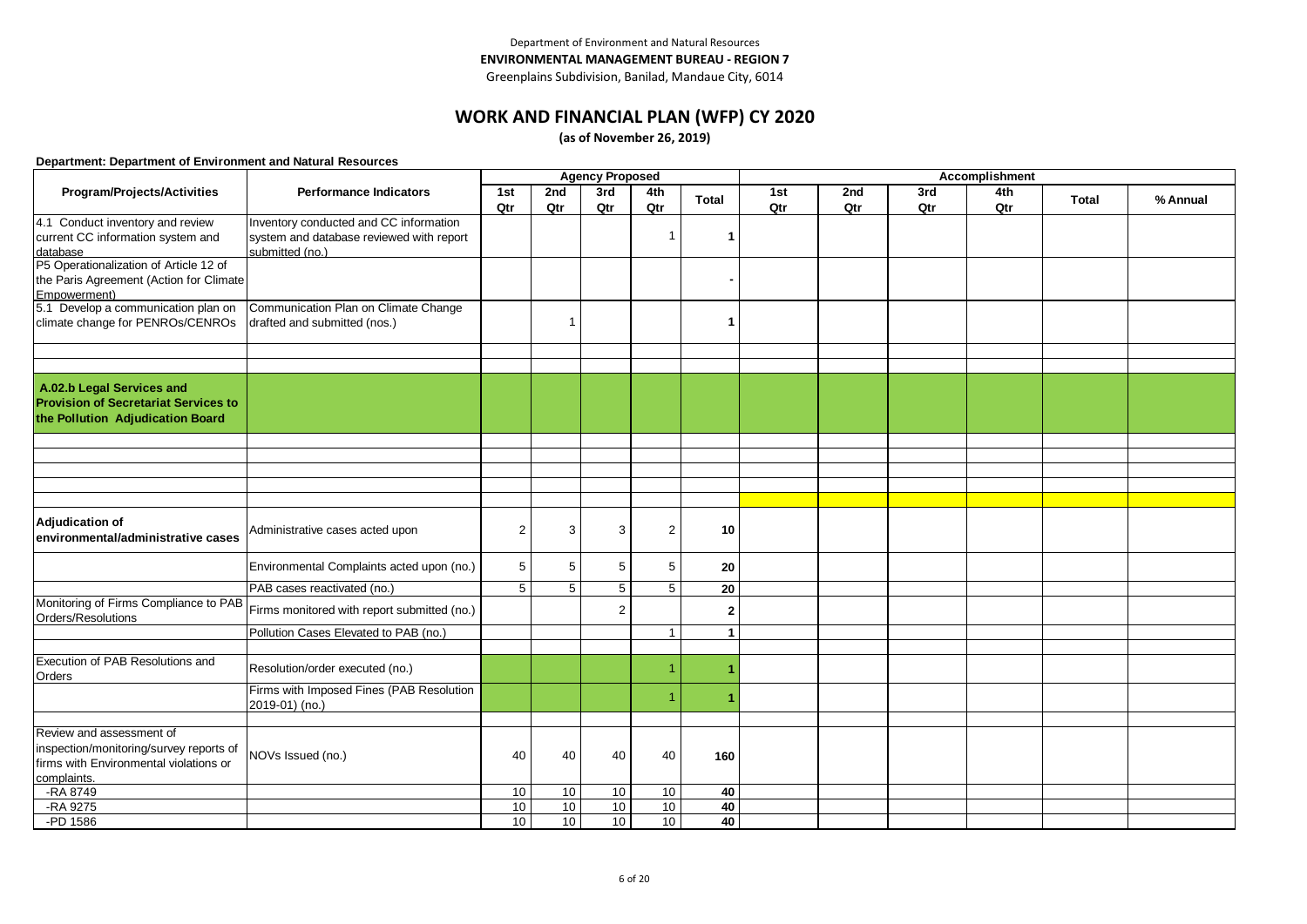Department of Environment and Natural Resources
**ENVIRONMENTAL MANAGEMENT BUREAU - REGION 7**
Greenplains Subdivision, Banilad, Mandaue City, 6014

# WORK AND FINANCIAL PLAN (WFP) CY 2020

**(as of November 26, 2019)**

**Department: Department of Environment and Natural Resources**

| Program/Projects/Activities | Performance Indicators | Agency Proposed | | | | | Accomplishment | | | | | |
|---|---|---|---|---|---|---|---|---|---|---|---|---|
| | | 1st Qtr | 2nd Qtr | 3rd Qtr | 4th Qtr | Total | 1st Qtr | 2nd Qtr | 3rd Qtr | 4th Qtr | Total | % Annual |
| 4.1 Conduct inventory and review current CC information system and database | Inventory conducted and CC information system and database reviewed with report submitted (no.) | | | | 1 | **1** | | | | | | |
| P5 Operationalization of Article 12 of the Paris Agreement (Action for Climate Empowerment) | | | | | | **-** | | | | | | |
| 5.1 Develop a communication plan on climate change for PENROs/CENROs | Communication Plan on Climate Change drafted and submitted (nos.) | | 1 | | | **1** | | | | | | |
| | | | | | | | | | | | | |
| | | | | | | | | | | | | |
| **A.02.b Legal Services and Provision of Secretariat Services to the Pollution Adjudication Board** | | | | | | | | | | | | |
| | | | | | | | | | | | | |
| | | | | | | | | | | | | |
| | | | | | | | | | | | | |
| | | | | | | | | | | | | |
| | | | | | | | | | | | | |
| **Adjudication of environmental/administrative cases** | Administrative cases acted upon | 2 | 3 | 3 | 2 | **10** | | | | | | |
| | Environmental Complaints acted upon (no.) | 5 | 5 | 5 | 5 | **20** | | | | | | |
| | PAB cases reactivated (no.) | 5 | 5 | 5 | 5 | **20** | | | | | | |
| Monitoring of Firms Compliance to PAB Orders/Resolutions | Firms monitored with report submitted (no.) | | | 2 | | **2** | | | | | | |
| | Pollution Cases Elevated to PAB (no.) | | | | 1 | **1** | | | | | | |
| | | | | | | | | | | | | |
| Execution of PAB Resolutions and Orders | Resolution/order executed (no.) | | | | 1 | **1** | | | | | | |
| | Firms with Imposed Fines (PAB Resolution 2019-01) (no.) | | | | 1 | **1** | | | | | | |
| | | | | | | | | | | | | |
| Review and assessment of inspection/monitoring/survey reports of firms with Environmental violations or complaints. | NOVs Issued (no.) | 40 | 40 | 40 | 40 | **160** | | | | | | |
| -RA 8749 | | 10 | 10 | 10 | 10 | **40** | | | | | | |
| -RA 9275 | | 10 | 10 | 10 | 10 | **40** | | | | | | |
| -PD 1586 | | 10 | 10 | 10 | 10 | **40** | | | | | | |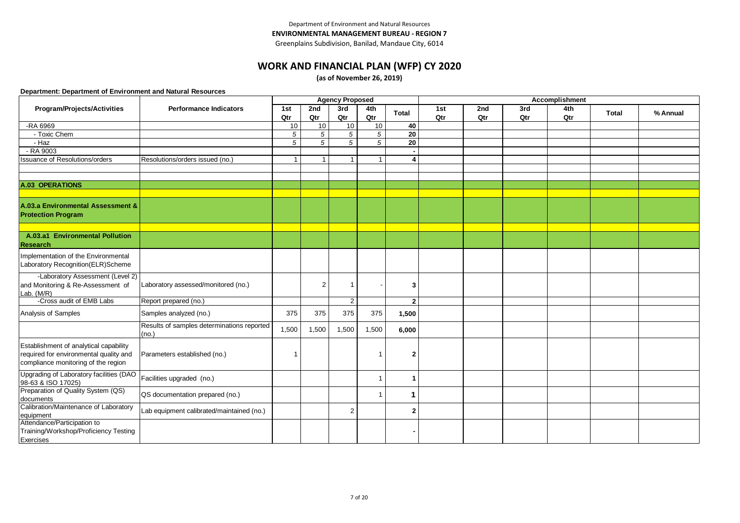Department of Environment and Natural Resources

**ENVIRONMENTAL MANAGEMENT BUREAU - REGION 7**

Greenplains Subdivision, Banilad, Mandaue City, 6014

# WORK AND FINANCIAL PLAN (WFP) CY 2020

**(as of November 26, 2019)**

**Department: Department of Environment and Natural Resources**

| Program/Projects/Activities | Performance Indicators | Agency Proposed | | | | | Accomplishment | | | | | |
|---|---|---|---|---|---|---|---|---|---|---|---|---|
| | | 1st Qtr | 2nd Qtr | 3rd Qtr | 4th Qtr | Total | 1st Qtr | 2nd Qtr | 3rd Qtr | 4th Qtr | Total | % Annual |
| -RA 6969 | | 10 | 10 | 10 | 10 | 40 | | | | | | |
| - Toxic Chem | | 5 | 5 | 5 | 5 | 20 | | | | | | |
| - Haz | | 5 | 5 | 5 | 5 | 20 | | | | | | |
| - RA 9003 | | | | | | - | | | | | | |
| Issuance of Resolutions/orders | Resolutions/orders issued (no.) | 1 | 1 | 1 | 1 | 4 | | | | | | |
| | | | | | | | | | | | | |
| | | | | | | | | | | | | |
| **A.03 OPERATIONS** | | | | | | | | | | | | |
| | | | | | | | | | | | | |
| **A.03.a Environmental Assessment & Protection Program** | | | | | | | | | | | | |
| | | | | | | | | | | | | |
| **A.03.a1 Environmental Pollution Research** | | | | | | | | | | | | |
| Implementation of the Environmental Laboratory Recognition(ELR)Scheme | | | | | | | | | | | | |
| -Laboratory Assessment (Level 2) and Monitoring & Re-Assessment of Lab. (M/R) | Laboratory assessed/monitored (no.) | | 2 | 1 | - | 3 | | | | | | |
| -Cross audit of EMB Labs | Report prepared (no.) | | | 2 | | 2 | | | | | | |
| Analysis of Samples | Samples analyzed (no.) | 375 | 375 | 375 | 375 | 1,500 | | | | | | |
| | Results of samples determinations reported (no.) | 1,500 | 1,500 | 1,500 | 1,500 | 6,000 | | | | | | |
| Establishment of analytical capability required for environmental quality and compliance monitoring of the region | Parameters established (no.) | 1 | | | 1 | 2 | | | | | | |
| Upgrading of Laboratory facilities (DAO 98-63 & ISO 17025) | Facilities upgraded (no.) | | | | 1 | 1 | | | | | | |
| Preparation of Quality System (QS) documents | QS documentation prepared (no.) | | | | 1 | 1 | | | | | | |
| Calibration/Maintenance of Laboratory equipment | Lab equipment calibrated/maintained (no.) | | | 2 | | 2 | | | | | | |
| Attendance/Participation to Training/Workshop/Proficiency Testing Exercises | | | | | | - | | | | | | |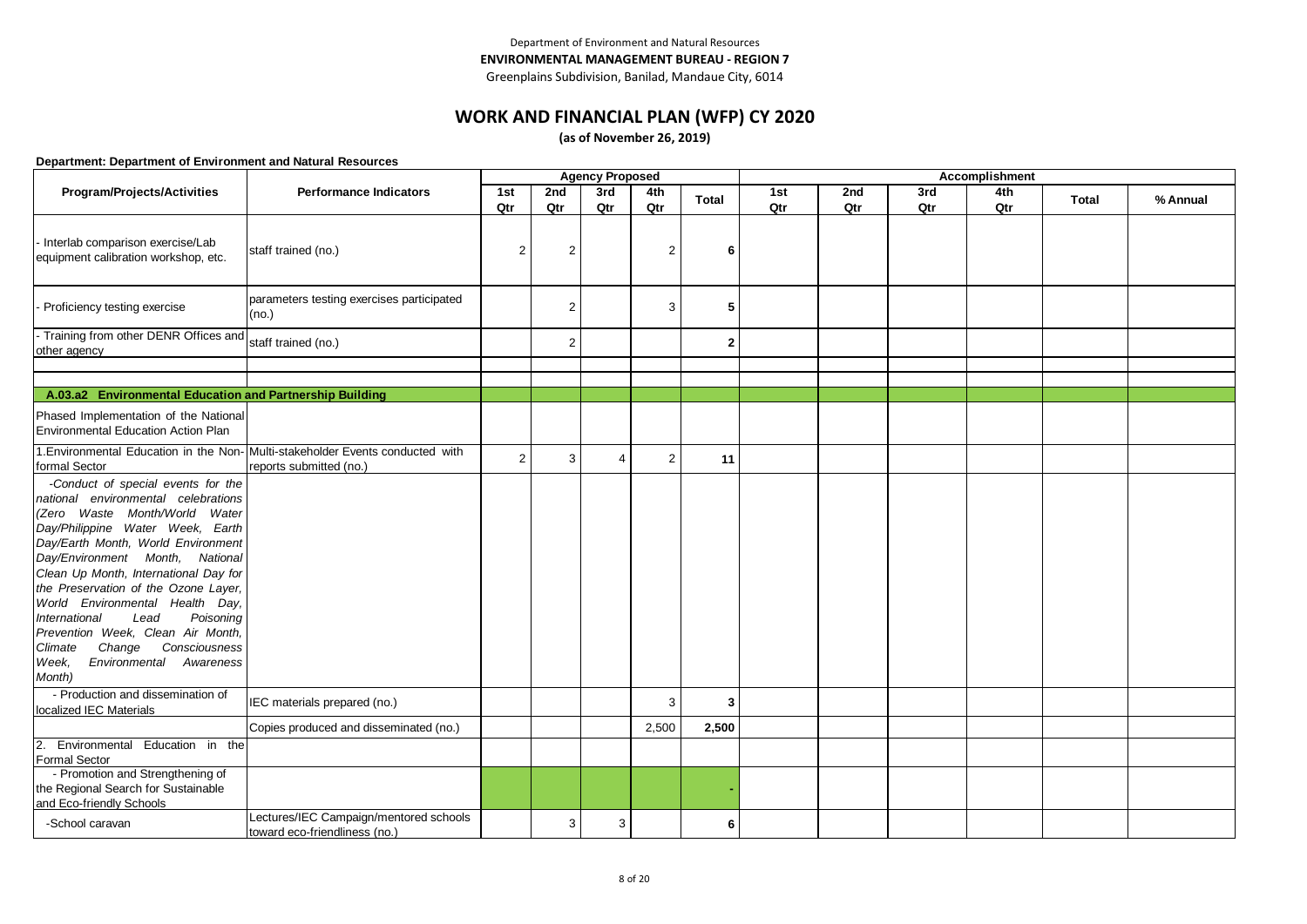Department of Environment and Natural Resources

**ENVIRONMENTAL MANAGEMENT BUREAU - REGION 7**

Greenplains Subdivision, Banilad, Mandaue City, 6014

# WORK AND FINANCIAL PLAN (WFP) CY 2020

**(as of November 26, 2019)**

**Department: Department of Environment and Natural Resources**

| Program/Projects/Activities | Performance Indicators | Agency Proposed | | | | | Accomplishment | | | | | |
|---|---|---|---|---|---|---|---|---|---|---|---|---|
| | | 1st Qtr | 2nd Qtr | 3rd Qtr | 4th Qtr | Total | 1st Qtr | 2nd Qtr | 3rd Qtr | 4th Qtr | Total | % Annual |
| - Interlab comparison exercise/Lab equipment calibration workshop, etc. | staff trained (no.) | 2 | 2 | | 2 | 6 | | | | | | |
| - Proficiency testing exercise | parameters testing exercises participated (no.) | | 2 | | 3 | 5 | | | | | | |
| - Training from other DENR Offices and other agency | staff trained (no.) | | 2 | | | 2 | | | | | | |
| | | | | | | | | | | | | |
| | | | | | | | | | | | | |
| **A.03.a2 Environmental Education and Partnership Building** | | | | | | | | | | | | |
| Phased Implementation of the National Environmental Education Action Plan | | | | | | | | | | | | |
| 1.Environmental Education in the Non-formal Sector | Multi-stakeholder Events conducted with reports submitted (no.) | 2 | 3 | 4 | 2 | 11 | | | | | | |
| *-Conduct of special events for the national environmental celebrations (Zero Waste Month/World Water Day/Philippine Water Week, Earth Day/Earth Month, World Environment Day/Environment Month, National Clean Up Month, International Day for the Preservation of the Ozone Layer, World Environmental Health Day, International Lead Poisoning Prevention Week, Clean Air Month, Climate Change Consciousness Week, Environmental Awareness Month)* | | | | | | | | | | | | |
| - Production and dissemination of localized IEC Materials | IEC materials prepared (no.) | | | | 3 | 3 | | | | | | |
| | Copies produced and disseminated (no.) | | | | 2,500 | 2,500 | | | | | | |
| 2. Environmental Education in the Formal Sector | | | | | | | | | | | | |
| - Promotion and Strengthening of the Regional Search for Sustainable and Eco-friendly Schools | | | | | | - | | | | | | |
| -School caravan | Lectures/IEC Campaign/mentored schools toward eco-friendliness (no.) | | 3 | 3 | | 6 | | | | | | |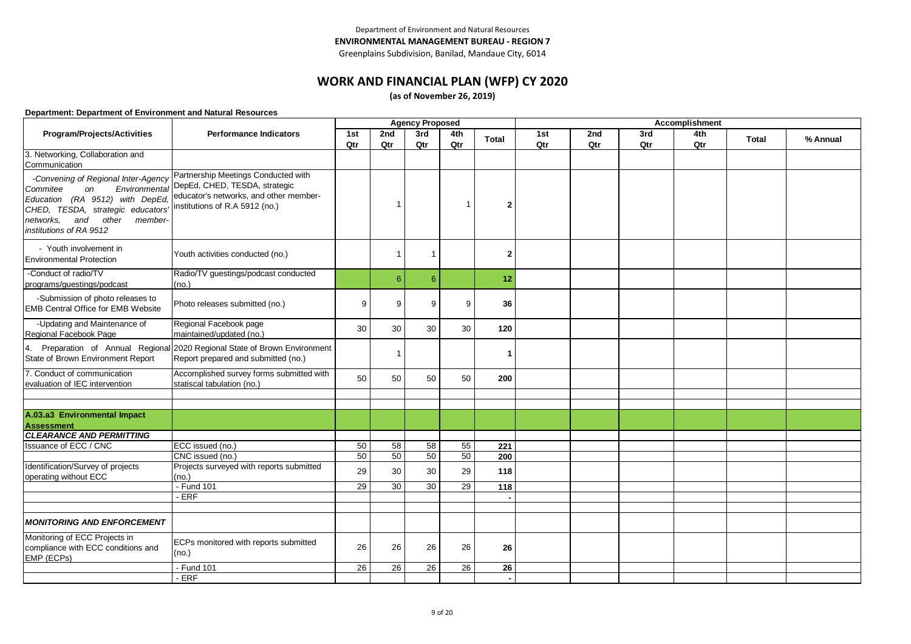Department of Environment and Natural Resources

**ENVIRONMENTAL MANAGEMENT BUREAU - REGION 7**

Greenplains Subdivision, Banilad, Mandaue City, 6014

# WORK AND FINANCIAL PLAN (WFP) CY 2020

**(as of November 26, 2019)**

**Department: Department of Environment and Natural Resources**

| Program/Projects/Activities | Performance Indicators | Agency Proposed | | | | | Accomplishment | | | | | |
|---|---|---|---|---|---|---|---|---|---|---|---|---|
| | | 1st Qtr | 2nd Qtr | 3rd Qtr | 4th Qtr | Total | 1st Qtr | 2nd Qtr | 3rd Qtr | 4th Qtr | Total | % Annual |
| 3. Networking, Collaboration and Communication | | | | | | | | | | | | |
| *-Convening of Regional Inter-Agency Commitee on Environmental Education (RA 9512) with DepEd, CHED, TESDA, strategic educators' networks, and other member-institutions of RA 9512* | Partnership Meetings Conducted with DepEd, CHED, TESDA, strategic educator's networks, and other member-institutions of R.A 5912 (no.) | | 1 | | 1 | **2** | | | | | | |
| - Youth involvement in Environmental Protection | Youth activities conducted (no.) | | 1 | 1 | | **2** | | | | | | |
| -Conduct of radio/TV programs/guestings/podcast | Radio/TV guestings/podcast conducted (no.) | | 6 | 6 | | **12** | | | | | | |
| -Submission of photo releases to EMB Central Office for EMB Website | Photo releases submitted (no.) | 9 | 9 | 9 | 9 | **36** | | | | | | |
| -Updating and Maintenance of Regional Facebook Page | Regional Facebook page maintained/updated (no.) | 30 | 30 | 30 | 30 | **120** | | | | | | |
| 4. Preparation of Annual Regional State of Brown Environment Report | 2020 Regional State of Brown Environment Report prepared and submitted (no.) | | 1 | | | **1** | | | | | | |
| 7. Conduct of communication evaluation of IEC intervention | Accomplished survey forms submitted with statiscal tabulation (no.) | 50 | 50 | 50 | 50 | **200** | | | | | | |
| | | | | | | | | | | | | |
| | | | | | | | | | | | | |
| **A.03.a3 Environmental Impact Assessment** | | | | | | | | | | | | |
| ***CLEARANCE AND PERMITTING*** | | | | | | | | | | | | |
| Issuance of ECC / CNC | ECC issued (no.) | 50 | 58 | 58 | 55 | **221** | | | | | | |
| | CNC issued (no.) | 50 | 50 | 50 | 50 | **200** | | | | | | |
| Identification/Survey of projects operating without ECC | Projects surveyed with reports submitted (no.) | 29 | 30 | 30 | 29 | **118** | | | | | | |
| | - Fund 101 | 29 | 30 | 30 | 29 | **118** | | | | | | |
| | - ERF | | | | | **-** | | | | | | |
| | | | | | | | | | | | | |
| ***MONITORING AND ENFORCEMENT*** | | | | | | | | | | | | |
| Monitoring of ECC Projects in compliance with ECC conditions and EMP (ECPs) | ECPs monitored with reports submitted (no.) | 26 | 26 | 26 | 26 | **26** | | | | | | |
| | - Fund 101 | 26 | 26 | 26 | 26 | **26** | | | | | | |
| | - ERF | | | | | **-** | | | | | | |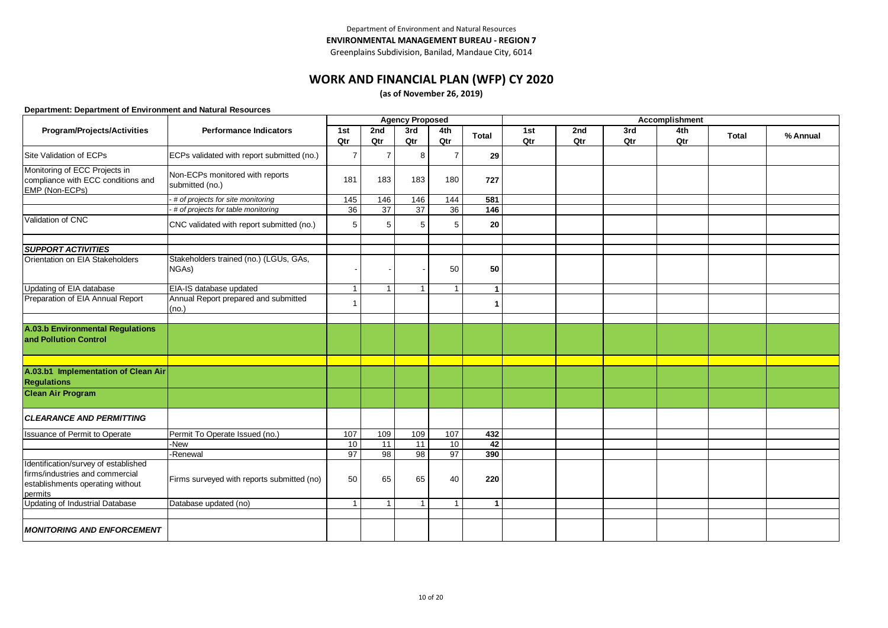Department of Environment and Natural Resources

**ENVIRONMENTAL MANAGEMENT BUREAU - REGION 7**

Greenplains Subdivision, Banilad, Mandaue City, 6014

# WORK AND FINANCIAL PLAN (WFP) CY 2020

**(as of November 26, 2019)**

**Department: Department of Environment and Natural Resources**

| Program/Projects/Activities | Performance Indicators | Agency Proposed | | | | | Accomplishment | | | | | |
|---|---|---|---|---|---|---|---|---|---|---|---|---|
| | | 1st Qtr | 2nd Qtr | 3rd Qtr | 4th Qtr | Total | 1st Qtr | 2nd Qtr | 3rd Qtr | 4th Qtr | Total | % Annual |
| Site Validation of ECPs | ECPs validated with report submitted (no.) | 7 | 7 | 8 | 7 | **29** | | | | | | |
| Monitoring of ECC Projects in compliance with ECC conditions and EMP (Non-ECPs) | Non-ECPs monitored with reports submitted (no.) | 181 | 183 | 183 | 180 | **727** | | | | | | |
| | *- # of projects for site monitoring* | 145 | 146 | 146 | 144 | **581** | | | | | | |
| | *- # of projects for table monitoring* | 36 | 37 | 37 | 36 | **146** | | | | | | |
| Validation of CNC | CNC validated with report submitted (no.) | 5 | 5 | 5 | 5 | **20** | | | | | | |
| | | | | | | | | | | | | |
| ***SUPPORT ACTIVITIES*** | | | | | | | | | | | | |
| Orientation on EIA Stakeholders | Stakeholders trained (no.) (LGUs, GAs, NGAs) | - | - | - | 50 | **50** | | | | | | |
| Updating of EIA database | EIA-IS database updated | 1 | 1 | 1 | 1 | **1** | | | | | | |
| Preparation of EIA Annual Report | Annual Report prepared and submitted (no.) | 1 | | | | **1** | | | | | | |
| | | | | | | | | | | | | |
| **A.03.b Environmental Regulations and Pollution Control** | | | | | | | | | | | | |
| | | | | | | | | | | | | |
| **A.03.b1 Implementation of Clean Air Regulations** | | | | | | | | | | | | |
| **Clean Air Program** | | | | | | | | | | | | |
| ***CLEARANCE AND PERMITTING*** | | | | | | | | | | | | |
| Issuance of Permit to Operate | Permit To Operate Issued (no.) | 107 | 109 | 109 | 107 | **432** | | | | | | |
| | -New | 10 | 11 | 11 | 10 | **42** | | | | | | |
| | -Renewal | 97 | 98 | 98 | 97 | **390** | | | | | | |
| Identification/survey of established firms/industries and commercial establishments operating without permits | Firms surveyed with reports submitted (no) | 50 | 65 | 65 | 40 | **220** | | | | | | |
| Updating of Industrial Database | Database updated (no) | 1 | 1 | 1 | 1 | **1** | | | | | | |
| | | | | | | | | | | | | |
| ***MONITORING AND ENFORCEMENT*** | | | | | | | | | | | | |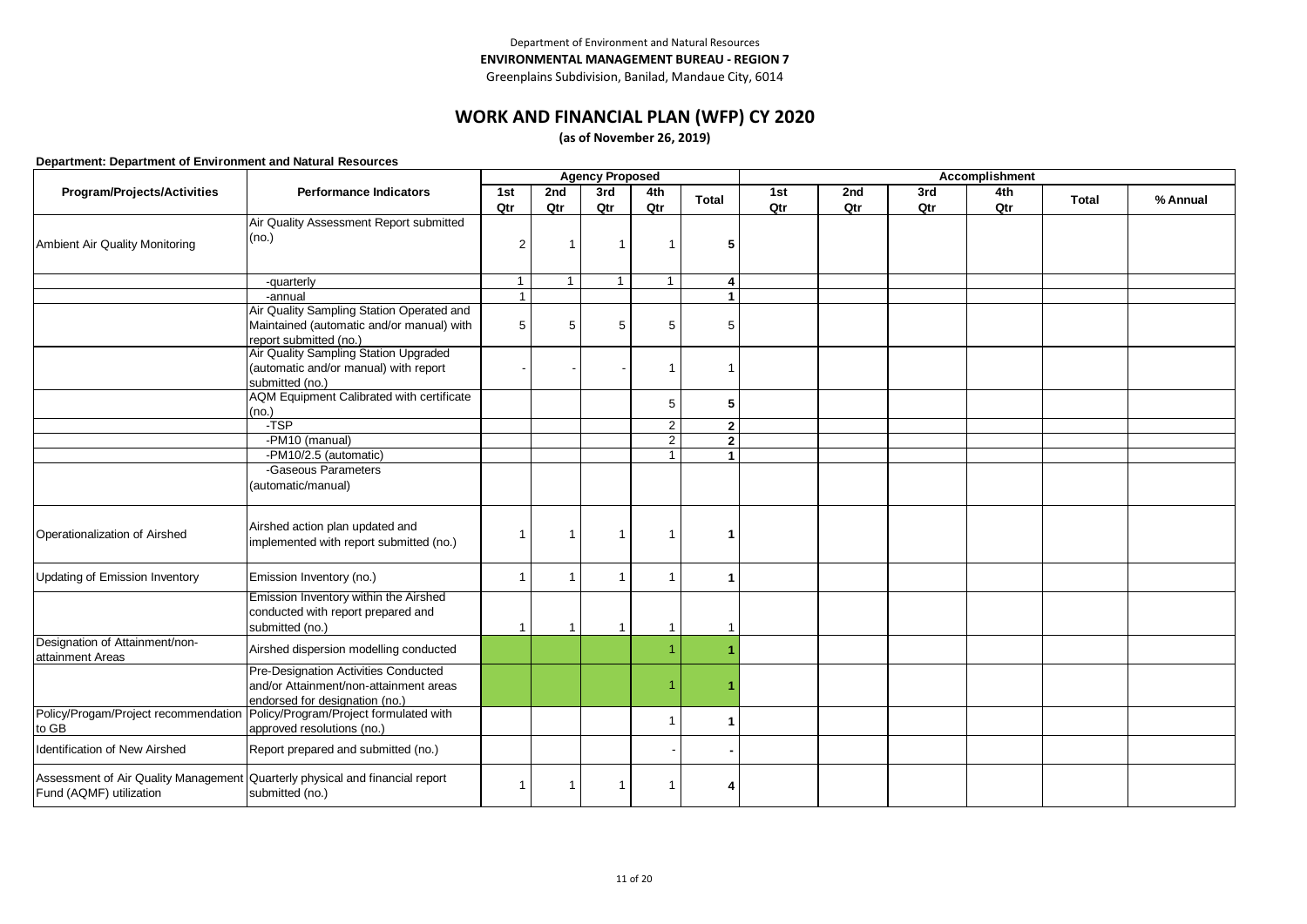Department of Environment and Natural Resources

**ENVIRONMENTAL MANAGEMENT BUREAU - REGION 7**

Greenplains Subdivision, Banilad, Mandaue City, 6014

# WORK AND FINANCIAL PLAN (WFP) CY 2020

**(as of November 26, 2019)**

**Department: Department of Environment and Natural Resources**

| Program/Projects/Activities | Performance Indicators | Agency Proposed | | | | | Accomplishment | | | | | |
|---|---|---|---|---|---|---|---|---|---|---|---|---|
| | | 1st Qtr | 2nd Qtr | 3rd Qtr | 4th Qtr | Total | 1st Qtr | 2nd Qtr | 3rd Qtr | 4th Qtr | Total | % Annual |
| Ambient Air Quality Monitoring | Air Quality Assessment Report submitted (no.) | 2 | 1 | 1 | 1 | **5** | | | | | | |
| | -quarterly | 1 | 1 | 1 | 1 | **4** | | | | | | |
| | -annual | 1 | | | | **1** | | | | | | |
| | Air Quality Sampling Station Operated and Maintained (automatic and/or manual) with report submitted (no.) | 5 | 5 | 5 | 5 | 5 | | | | | | |
| | Air Quality Sampling Station Upgraded (automatic and/or manual) with report submitted (no.) | - | - | - | 1 | 1 | | | | | | |
| | AQM Equipment Calibrated with certificate (no.) | | | | 5 | **5** | | | | | | |
| | -TSP | | | | 2 | **2** | | | | | | |
| | -PM10 (manual) | | | | 2 | **2** | | | | | | |
| | -PM10/2.5 (automatic) | | | | 1 | **1** | | | | | | |
| | -Gaseous Parameters (automatic/manual) | | | | | | | | | | | |
| Operationalization of Airshed | Airshed action plan updated and implemented with report submitted (no.) | 1 | 1 | 1 | 1 | **1** | | | | | | |
| Updating of Emission Inventory | Emission Inventory (no.) | 1 | 1 | 1 | 1 | **1** | | | | | | |
| | Emission Inventory within the Airshed conducted with report prepared and submitted (no.) | 1 | 1 | 1 | 1 | 1 | | | | | | |
| Designation of Attainment/non-attainment Areas | Airshed dispersion modelling conducted | | | | 1 | **1** | | | | | | |
| | Pre-Designation Activities Conducted and/or Attainment/non-attainment areas endorsed for designation (no.) | | | | 1 | **1** | | | | | | |
| Policy/Progam/Project recommendation to GB | Policy/Program/Project formulated with approved resolutions (no.) | | | | 1 | **1** | | | | | | |
| Identification of New Airshed | Report prepared and submitted (no.) | | | | - | **-** | | | | | | |
| Assessment of Air Quality Management Fund (AQMF) utilization | Quarterly physical and financial report submitted (no.) | 1 | 1 | 1 | 1 | **4** | | | | | | |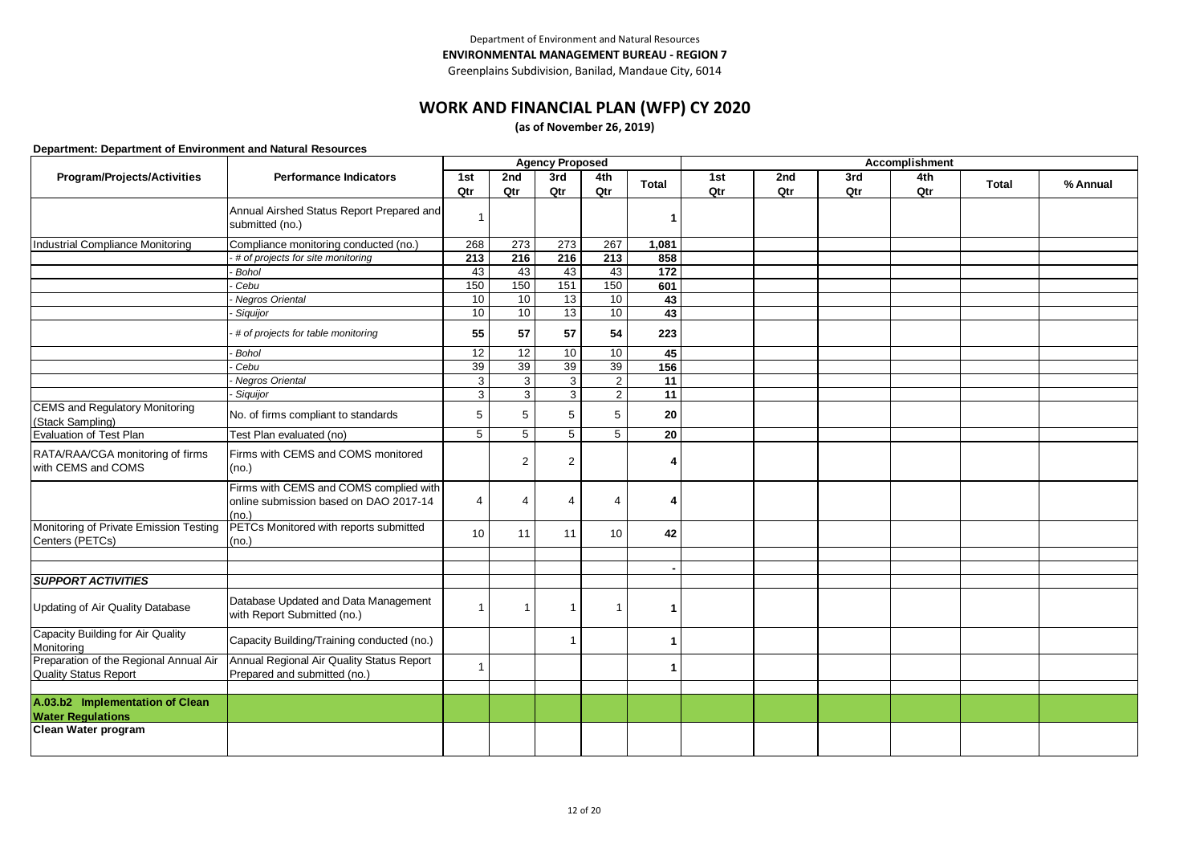Department of Environment and Natural Resources

**ENVIRONMENTAL MANAGEMENT BUREAU - REGION 7**

Greenplains Subdivision, Banilad, Mandaue City, 6014

# WORK AND FINANCIAL PLAN (WFP) CY 2020

**(as of November 26, 2019)**

**Department: Department of Environment and Natural Resources**

| Program/Projects/Activities | Performance Indicators | Agency Proposed | | | | | Accomplishment | | | | | |
|---|---|---|---|---|---|---|---|---|---|---|---|---|
| | | 1st Qtr | 2nd Qtr | 3rd Qtr | 4th Qtr | Total | 1st Qtr | 2nd Qtr | 3rd Qtr | 4th Qtr | Total | % Annual |
| | Annual Airshed Status Report Prepared and submitted (no.) | 1 | | | | **1** | | | | | | |
| Industrial Compliance Monitoring | Compliance monitoring conducted (no.) | 268 | 273 | 273 | 267 | **1,081** | | | | | | |
| | *- # of projects for site monitoring* | **213** | **216** | **216** | **213** | **858** | | | | | | |
| | *- Bohol* | 43 | 43 | 43 | 43 | **172** | | | | | | |
| | *- Cebu* | 150 | 150 | 151 | 150 | **601** | | | | | | |
| | *- Negros Oriental* | 10 | 10 | 13 | 10 | **43** | | | | | | |
| | *- Siquijor* | 10 | 10 | 13 | 10 | **43** | | | | | | |
| | *- # of projects for table monitoring* | **55** | **57** | **57** | **54** | **223** | | | | | | |
| | *- Bohol* | 12 | 12 | 10 | 10 | **45** | | | | | | |
| | *- Cebu* | 39 | 39 | 39 | 39 | **156** | | | | | | |
| | *- Negros Oriental* | 3 | 3 | 3 | 2 | **11** | | | | | | |
| | *- Siquijor* | 3 | 3 | 3 | 2 | **11** | | | | | | |
| CEMS and Regulatory Monitoring (Stack Sampling) | No. of firms compliant to standards | 5 | 5 | 5 | 5 | **20** | | | | | | |
| Evaluation of Test Plan | Test Plan evaluated (no) | 5 | 5 | 5 | 5 | **20** | | | | | | |
| RATA/RAA/CGA monitoring of firms with CEMS and COMS | Firms with CEMS and COMS monitored (no.) | | 2 | 2 | | **4** | | | | | | |
| | Firms with CEMS and COMS complied with online submission based on DAO 2017-14 (no.) | 4 | 4 | 4 | 4 | **4** | | | | | | |
| Monitoring of Private Emission Testing Centers (PETCs) | PETCs Monitored with reports submitted (no.) | 10 | 11 | 11 | 10 | **42** | | | | | | |
| | | | | | | | | | | | | |
| | | | | | | **-** | | | | | | |
| ***SUPPORT ACTIVITIES*** | | | | | | | | | | | | |
| Updating of Air Quality Database | Database Updated and Data Management with Report Submitted (no.) | 1 | 1 | 1 | 1 | **1** | | | | | | |
| Capacity Building for Air Quality Monitoring | Capacity Building/Training conducted (no.) | | | 1 | | **1** | | | | | | |
| Preparation of the Regional Annual Air Quality Status Report | Annual Regional Air Quality Status Report Prepared and submitted (no.) | 1 | | | | **1** | | | | | | |
| | | | | | | | | | | | | |
| **A.03.b2 Implementation of Clean Water Regulations** | | | | | | | | | | | | |
| **Clean Water program** | | | | | | | | | | | | |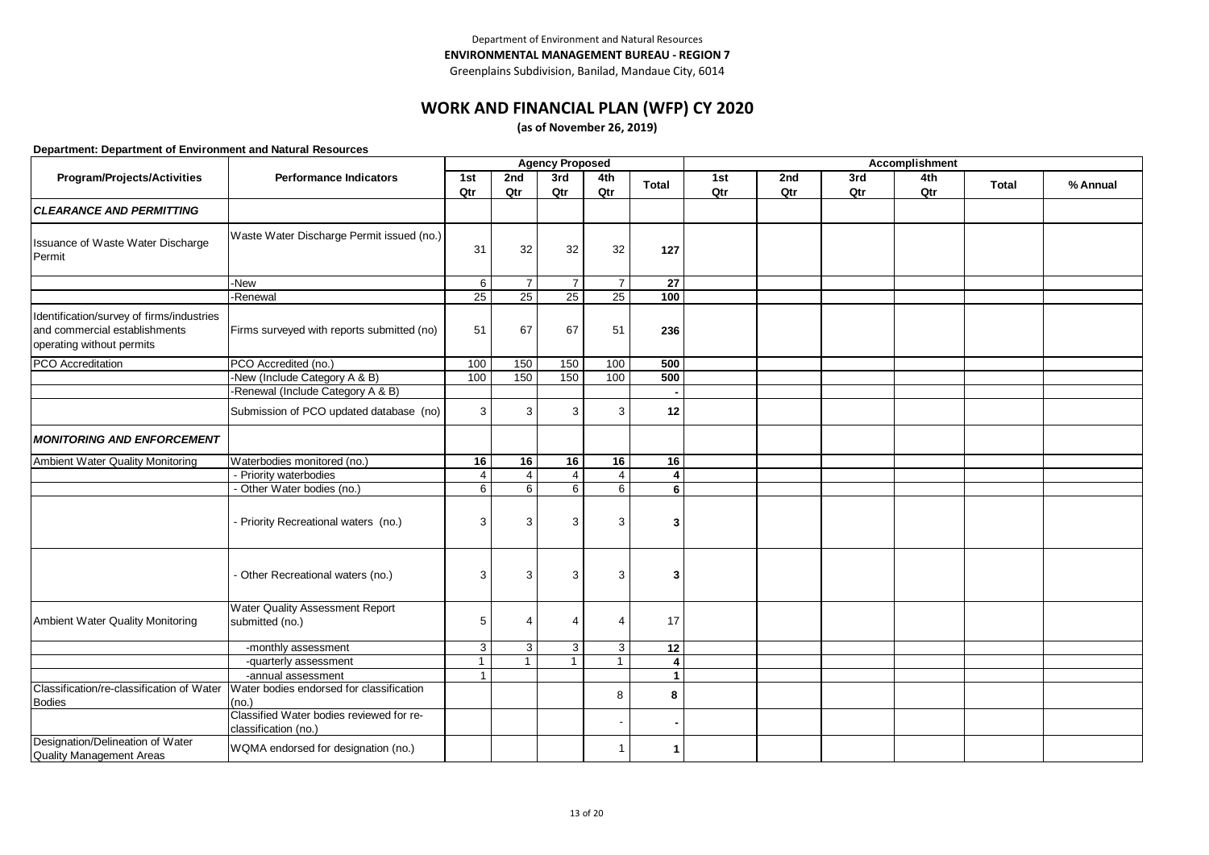Department of Environment and Natural Resources
**ENVIRONMENTAL MANAGEMENT BUREAU - REGION 7**
Greenplains Subdivision, Banilad, Mandaue City, 6014

# WORK AND FINANCIAL PLAN (WFP) CY 2020

**(as of November 26, 2019)**

**Department: Department of Environment and Natural Resources**

| Program/Projects/Activities | Performance Indicators | Agency Proposed | | | | | Accomplishment | | | | | |
|---|---|---|---|---|---|---|---|---|---|---|---|---|
| | | 1st Qtr | 2nd Qtr | 3rd Qtr | 4th Qtr | Total | 1st Qtr | 2nd Qtr | 3rd Qtr | 4th Qtr | Total | % Annual |
| ***CLEARANCE AND PERMITTING*** | | | | | | | | | | | | |
| Issuance of Waste Water Discharge Permit | Waste Water Discharge Permit issued (no.) | 31 | 32 | 32 | 32 | **127** | | | | | | |
| | -New | 6 | 7 | 7 | 7 | **27** | | | | | | |
| | -Renewal | 25 | 25 | 25 | 25 | **100** | | | | | | |
| Identification/survey of firms/industries and commercial establishments operating without permits | Firms surveyed with reports submitted (no) | 51 | 67 | 67 | 51 | **236** | | | | | | |
| PCO Accreditation | PCO Accredited (no.) | 100 | 150 | 150 | 100 | **500** | | | | | | |
| | -New (Include Category A & B) | 100 | 150 | 150 | 100 | **500** | | | | | | |
| | -Renewal (Include Category A & B) | | | | | **-** | | | | | | |
| | Submission of PCO updated database (no) | 3 | 3 | 3 | 3 | **12** | | | | | | |
| ***MONITORING AND ENFORCEMENT*** | | | | | | | | | | | | |
| Ambient Water Quality Monitoring | Waterbodies monitored (no.) | **16** | **16** | **16** | **16** | **16** | | | | | | |
| | - Priority waterbodies | 4 | 4 | 4 | 4 | **4** | | | | | | |
| | - Other Water bodies (no.) | 6 | 6 | 6 | 6 | **6** | | | | | | |
| | - Priority Recreational waters (no.) | 3 | 3 | 3 | 3 | **3** | | | | | | |
| | - Other Recreational waters (no.) | 3 | 3 | 3 | 3 | **3** | | | | | | |
| Ambient Water Quality Monitoring | Water Quality Assessment Report submitted (no.) | 5 | 4 | 4 | 4 | 17 | | | | | | |
| | -monthly assessment | 3 | 3 | 3 | 3 | **12** | | | | | | |
| | -quarterly assessment | 1 | 1 | 1 | 1 | **4** | | | | | | |
| | -annual assessment | 1 | | | | **1** | | | | | | |
| Classification/re-classification of Water Bodies | Water bodies endorsed for classification (no.) | | | | 8 | **8** | | | | | | |
| | Classified Water bodies reviewed for re-classification (no.) | | | | - | **-** | | | | | | |
| Designation/Delineation of Water Quality Management Areas | WQMA endorsed for designation (no.) | | | | 1 | **1** | | | | | | |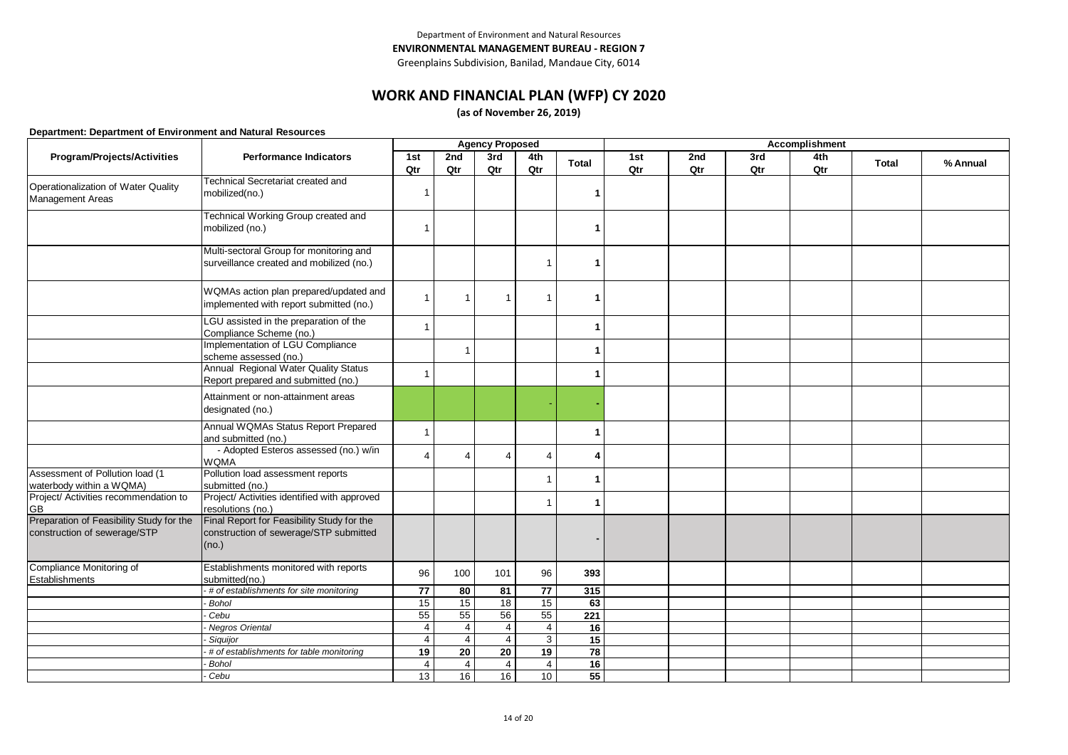Department of Environment and Natural Resources

**ENVIRONMENTAL MANAGEMENT BUREAU - REGION 7**

Greenplains Subdivision, Banilad, Mandaue City, 6014

# WORK AND FINANCIAL PLAN (WFP) CY 2020

**(as of November 26, 2019)**

**Department: Department of Environment and Natural Resources**

| Program/Projects/Activities | Performance Indicators | Agency Proposed | | | | | Accomplishment | | | | | |
|---|---|---|---|---|---|---|---|---|---|---|---|---|
| | | 1st Qtr | 2nd Qtr | 3rd Qtr | 4th Qtr | Total | 1st Qtr | 2nd Qtr | 3rd Qtr | 4th Qtr | Total | % Annual |
| Operationalization of Water Quality Management Areas | Technical Secretariat created and mobilized(no.) | 1 | | | | 1 | | | | | | |
| | Technical Working Group created and mobilized (no.) | 1 | | | | 1 | | | | | | |
| | Multi-sectoral Group for monitoring and surveillance created and mobilized (no.) | | | | 1 | 1 | | | | | | |
| | WQMAs action plan prepared/updated and implemented with report submitted (no.) | 1 | 1 | 1 | 1 | 1 | | | | | | |
| | LGU assisted in the preparation of the Compliance Scheme (no.) | 1 | | | | 1 | | | | | | |
| | Implementation of LGU Compliance scheme assessed (no.) | | 1 | | | 1 | | | | | | |
| | Annual Regional Water Quality Status Report prepared and submitted (no.) | 1 | | | | 1 | | | | | | |
| | Attainment or non-attainment areas designated (no.) | | | | - | - | | | | | | |
| | Annual WQMAs Status Report Prepared and submitted (no.) | 1 | | | | 1 | | | | | | |
| | - Adopted Esteros assessed (no.) w/in WQMA | 4 | 4 | 4 | 4 | 4 | | | | | | |
| Assessment of Pollution load (1 waterbody within a WQMA) | Pollution load assessment reports submitted (no.) | | | | 1 | 1 | | | | | | |
| Project/ Activities recommendation to GB | Project/ Activities identified with approved resolutions (no.) | | | | 1 | 1 | | | | | | |
| Preparation of Feasibility Study for the construction of sewerage/STP | Final Report for Feasibility Study for the construction of sewerage/STP submitted (no.) | | | | | - | | | | | | |
| Compliance Monitoring of Establishments | Establishments monitored with reports submitted(no.) | 96 | 100 | 101 | 96 | 393 | | | | | | |
| | *- # of establishments for site monitoring* | 77 | 80 | 81 | 77 | 315 | | | | | | |
| | *- Bohol* | 15 | 15 | 18 | 15 | 63 | | | | | | |
| | *- Cebu* | 55 | 55 | 56 | 55 | 221 | | | | | | |
| | *- Negros Oriental* | 4 | 4 | 4 | 4 | 16 | | | | | | |
| | *- Siquijor* | 4 | 4 | 4 | 3 | 15 | | | | | | |
| | *- # of establishments for table monitoring* | 19 | 20 | 20 | 19 | 78 | | | | | | |
| | *- Bohol* | 4 | 4 | 4 | 4 | 16 | | | | | | |
| | *- Cebu* | 13 | 16 | 16 | 10 | 55 | | | | | | |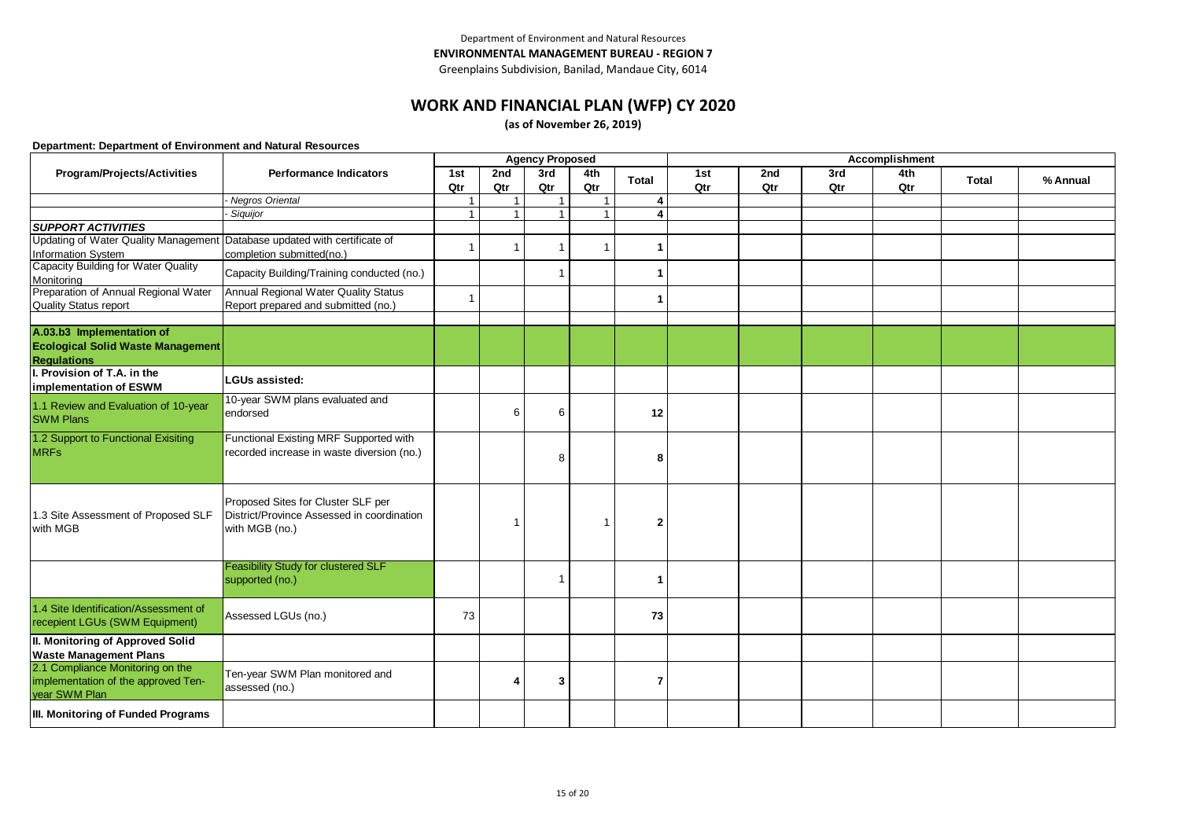Department of Environment and Natural Resources

**ENVIRONMENTAL MANAGEMENT BUREAU - REGION 7**

Greenplains Subdivision, Banilad, Mandaue City, 6014

# WORK AND FINANCIAL PLAN (WFP) CY 2020

**(as of November 26, 2019)**

**Department: Department of Environment and Natural Resources**

| Program/Projects/Activities | Performance Indicators | Agency Proposed | | | | | Accomplishment | | | | | |
|---|---|---|---|---|---|---|---|---|---|---|---|---|
| | | 1st Qtr | 2nd Qtr | 3rd Qtr | 4th Qtr | Total | 1st Qtr | 2nd Qtr | 3rd Qtr | 4th Qtr | Total | % Annual |
| | *- Negros Oriental* | 1 | 1 | 1 | 1 | 4 | | | | | | |
| | *- Siquijor* | 1 | 1 | 1 | 1 | 4 | | | | | | |
| ***SUPPORT ACTIVITIES*** | | | | | | | | | | | | |
| Updating of Water Quality Management Information System | Database updated with certificate of completion submitted(no.) | 1 | 1 | 1 | 1 | 1 | | | | | | |
| Capacity Building for Water Quality Monitoring | Capacity Building/Training conducted (no.) | | | 1 | | 1 | | | | | | |
| Preparation of Annual Regional Water Quality Status report | Annual Regional Water Quality Status Report prepared and submitted (no.) | 1 | | | | 1 | | | | | | |
| **A.03.b3 Implementation of Ecological Solid Waste Management Regulations** | | | | | | | | | | | | |
| **I. Provision of T.A. in the implementation of ESWM** | **LGUs assisted:** | | | | | | | | | | | |
| 1.1 Review and Evaluation of 10-year SWM Plans | 10-year SWM plans evaluated and endorsed | | 6 | 6 | | 12 | | | | | | |
| 1.2 Support to Functional Exisiting MRFs | Functional Existing MRF Supported with recorded increase in waste diversion (no.) | | | 8 | | 8 | | | | | | |
| 1.3 Site Assessment of Proposed SLF with MGB | Proposed Sites for Cluster SLF per District/Province Assessed in coordination with MGB (no.) | | 1 | | 1 | 2 | | | | | | |
| | Feasibility Study for clustered SLF supported (no.) | | | 1 | | 1 | | | | | | |
| 1.4 Site Identification/Assessment of recepient LGUs (SWM Equipment) | Assessed LGUs (no.) | 73 | | | | 73 | | | | | | |
| **II. Monitoring of Approved Solid Waste Management Plans** | | | | | | | | | | | | |
| 2.1 Compliance Monitoring on the implementation of the approved Ten-year SWM Plan | Ten-year SWM Plan monitored and assessed (no.) | | 4 | 3 | | 7 | | | | | | |
| **III. Monitoring of Funded Programs** | | | | | | | | | | | | |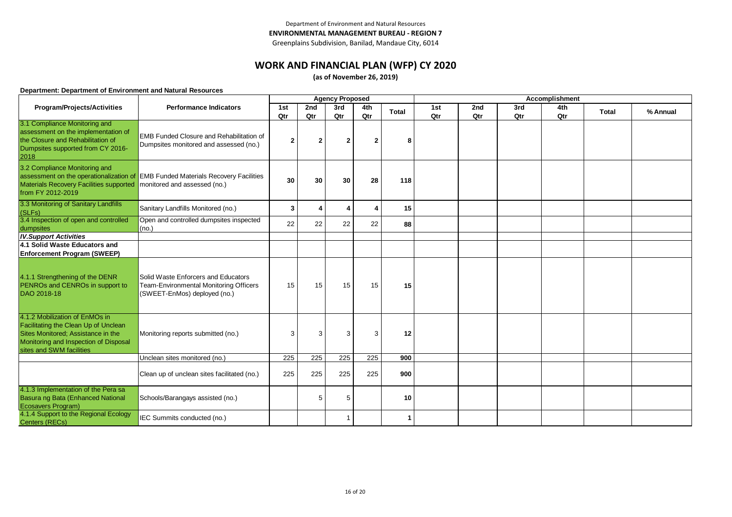Department of Environment and Natural Resources

**ENVIRONMENTAL MANAGEMENT BUREAU - REGION 7**

Greenplains Subdivision, Banilad, Mandaue City, 6014

# WORK AND FINANCIAL PLAN (WFP) CY 2020

**(as of November 26, 2019)**

**Department: Department of Environment and Natural Resources**

| Program/Projects/Activities | Performance Indicators | Agency Proposed | | | | | Accomplishment | | | | | |
|---|---|---|---|---|---|---|---|---|---|---|---|---|
| | | 1st Qtr | 2nd Qtr | 3rd Qtr | 4th Qtr | Total | 1st Qtr | 2nd Qtr | 3rd Qtr | 4th Qtr | Total | % Annual |
| 3.1 Compliance Monitoring and assessment on the implementation of the Closure and Rehabilitation of Dumpsites supported from CY 2016-2018 | EMB Funded Closure and Rehabilitation of Dumpsites monitored and assessed (no.) | 2 | 2 | 2 | 2 | 8 | | | | | | |
| 3.2 Compliance Monitoring and assessment on the operationalization of Materials Recovery Facilities supported from FY 2012-2019 | EMB Funded Materials Recovery Facilities monitored and assessed (no.) | 30 | 30 | 30 | 28 | 118 | | | | | | |
| 3.3 Monitoring of Sanitary Landfills (SLFs) | Sanitary Landfills Monitored (no.) | 3 | 4 | 4 | 4 | 15 | | | | | | |
| 3.4 Inspection of open and controlled dumpsites | Open and controlled dumpsites inspected (no.) | 22 | 22 | 22 | 22 | 88 | | | | | | |
| ***IV.Support Activities*** | | | | | | | | | | | | |
| **4.1 Solid Waste Educators and Enforcement Program (SWEEP)** | | | | | | | | | | | | |
| 4.1.1 Strengthening of the DENR PENROs and CENROs in support to DAO 2018-18 | Solid Waste Enforcers and Educators Team-Environmental Monitoring Officers (SWEET-EnMos) deployed (no.) | 15 | 15 | 15 | 15 | 15 | | | | | | |
| 4.1.2 Mobilization of EnMOs in Facilitating the Clean Up of Unclean Sites Monitored; Assistance in the Monitoring and Inspection of Disposal sites and SWM facilities | Monitoring reports submitted (no.) | 3 | 3 | 3 | 3 | 12 | | | | | | |
| | Unclean sites monitored (no.) | 225 | 225 | 225 | 225 | 900 | | | | | | |
| | Clean up of unclean sites facilitated (no.) | 225 | 225 | 225 | 225 | 900 | | | | | | |
| 4.1.3 Implementation of the Pera sa Basura ng Bata (Enhanced National Ecosavers Program) | Schools/Barangays assisted (no.) | | 5 | 5 | | 10 | | | | | | |
| 4.1.4 Support to the Regional Ecology Centers (RECs) | IEC Summits conducted (no.) | | | 1 | | 1 | | | | | | |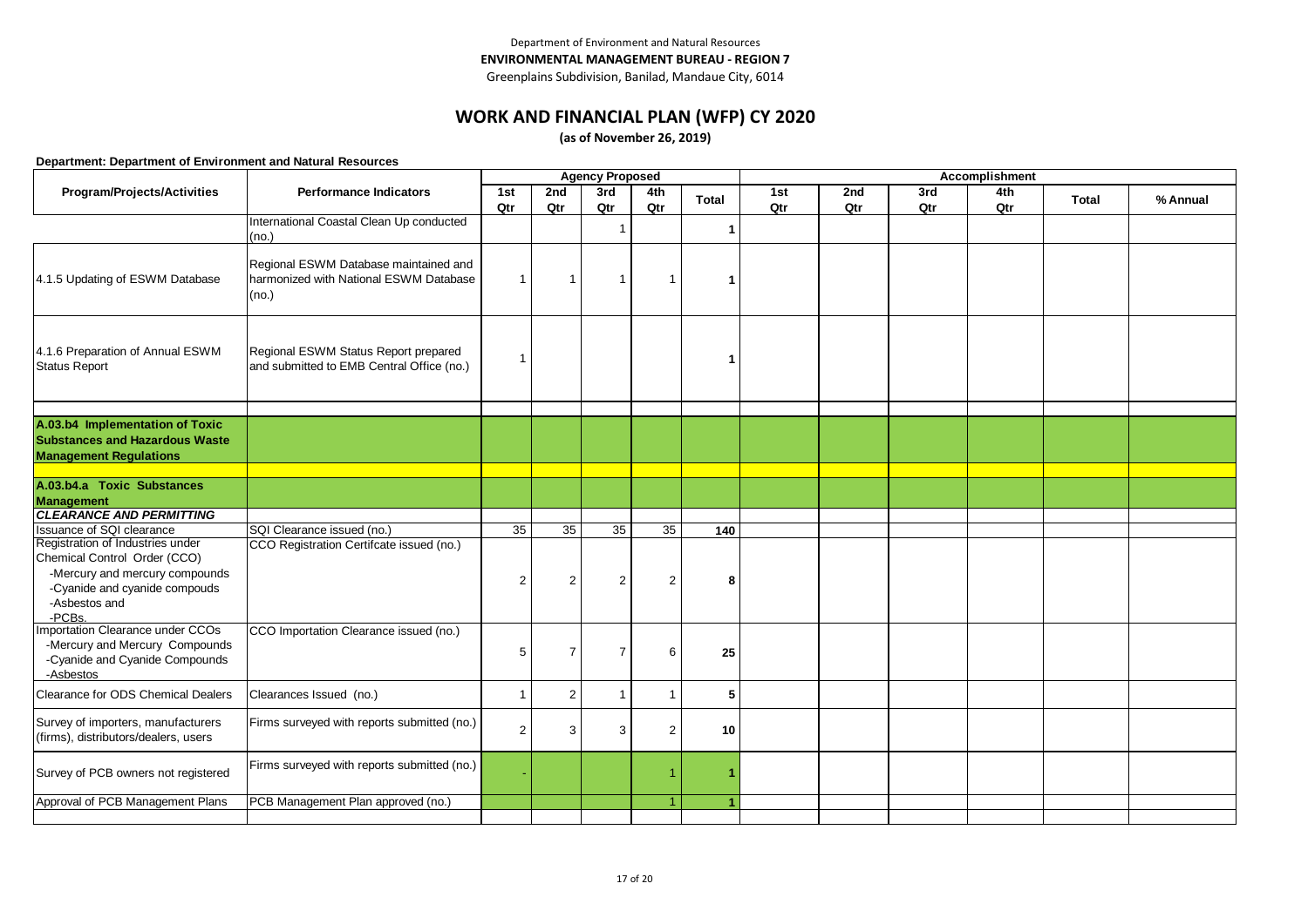Department of Environment and Natural Resources

**ENVIRONMENTAL MANAGEMENT BUREAU - REGION 7**

Greenplains Subdivision, Banilad, Mandaue City, 6014

# WORK AND FINANCIAL PLAN (WFP) CY 2020

**(as of November 26, 2019)**

**Department: Department of Environment and Natural Resources**

| Program/Projects/Activities | Performance Indicators | Agency Proposed | | | | | Accomplishment | | | | | |
|---|---|---|---|---|---|---|---|---|---|---|---|---|
| | | 1st Qtr | 2nd Qtr | 3rd Qtr | 4th Qtr | Total | 1st Qtr | 2nd Qtr | 3rd Qtr | 4th Qtr | Total | % Annual |
| | International Coastal Clean Up conducted (no.) | | | 1 | | 1 | | | | | | |
| 4.1.5 Updating of ESWM Database | Regional ESWM Database maintained and harmonized with National ESWM Database (no.) | 1 | 1 | 1 | 1 | 1 | | | | | | |
| 4.1.6 Preparation of Annual ESWM Status Report | Regional ESWM Status Report prepared and submitted to EMB Central Office (no.) | 1 | | | | 1 | | | | | | |
| | | | | | | | | | | | | |
| **A.03.b4 Implementation of Toxic Substances and Hazardous Waste Management Regulations** | | | | | | | | | | | | |
| | | | | | | | | | | | | |
| **A.03.b4.a Toxic Substances Management** | | | | | | | | | | | | |
| ***CLEARANCE AND PERMITTING*** | | | | | | | | | | | | |
| Issuance of SQI clearance | SQI Clearance issued (no.) | 35 | 35 | 35 | 35 | **140** | | | | | | |
| Registration of Industries under Chemical Control Order (CCO) -Mercury and mercury compounds -Cyanide and cyanide compouds -Asbestos and -PCBs. | CCO Registration Certifcate issued (no.) | 2 | 2 | 2 | 2 | **8** | | | | | | |
| Importation Clearance under CCOs -Mercury and Mercury Compounds -Cyanide and Cyanide Compounds -Asbestos | CCO Importation Clearance issued (no.) | 5 | 7 | 7 | 6 | **25** | | | | | | |
| Clearance for ODS Chemical Dealers | Clearances Issued (no.) | 1 | 2 | 1 | 1 | **5** | | | | | | |
| Survey of importers, manufacturers (firms), distributors/dealers, users | Firms surveyed with reports submitted (no.) | 2 | 3 | 3 | 2 | **10** | | | | | | |
| Survey of PCB owners not registered | Firms surveyed with reports submitted (no.) | - | | | 1 | **1** | | | | | | |
| Approval of PCB Management Plans | PCB Management Plan approved (no.) | | | | 1 | **1** | | | | | | |
| | | | | | | | | | | | | |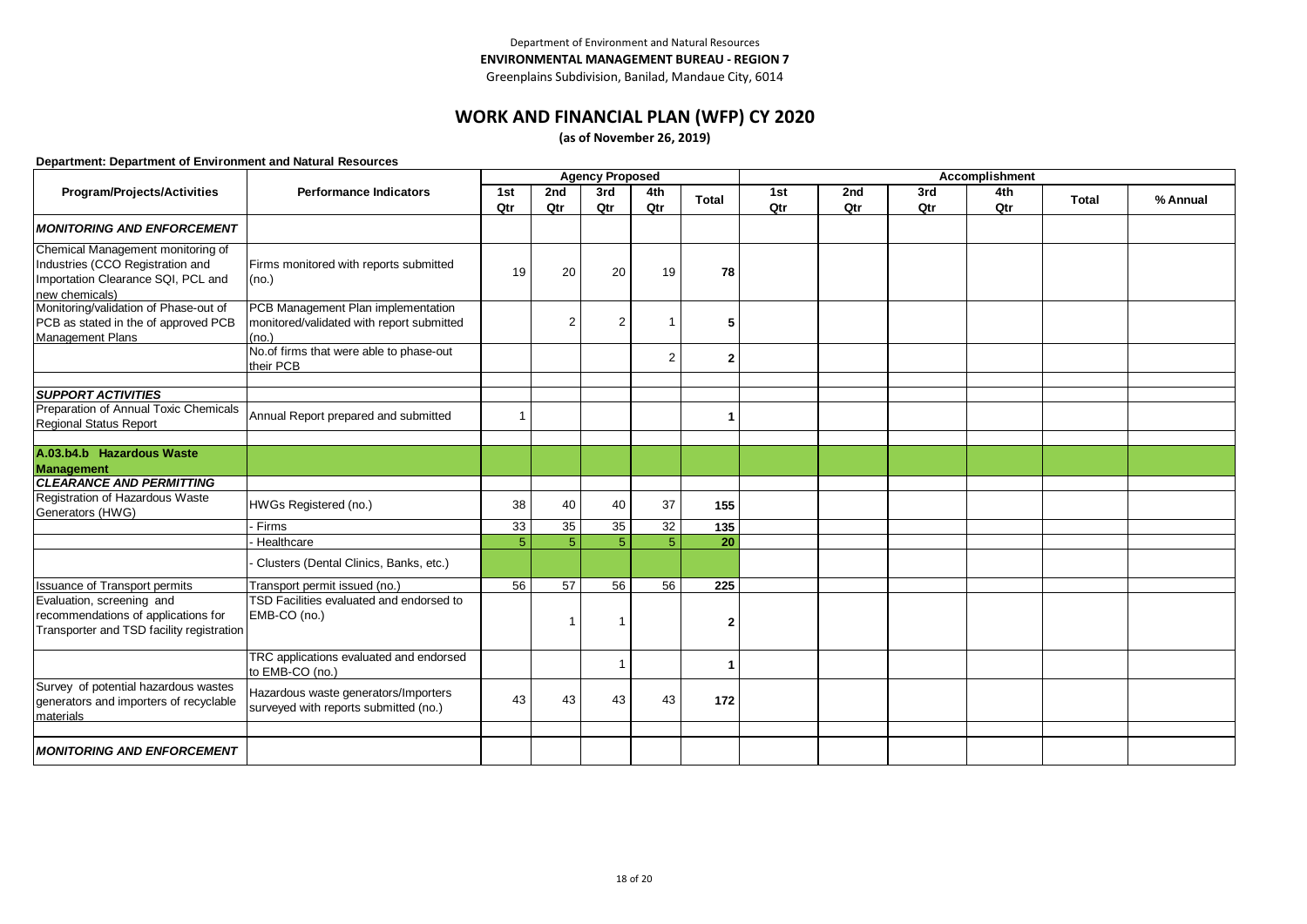Department of Environment and Natural Resources

**ENVIRONMENTAL MANAGEMENT BUREAU - REGION 7**

Greenplains Subdivision, Banilad, Mandaue City, 6014

# WORK AND FINANCIAL PLAN (WFP) CY 2020

**(as of November 26, 2019)**

**Department: Department of Environment and Natural Resources**

| Program/Projects/Activities | Performance Indicators | Agency Proposed | | | | | Accomplishment | | | | | |
|---|---|---|---|---|---|---|---|---|---|---|---|---|
| | | 1st Qtr | 2nd Qtr | 3rd Qtr | 4th Qtr | Total | 1st Qtr | 2nd Qtr | 3rd Qtr | 4th Qtr | Total | % Annual |
| ***MONITORING AND ENFORCEMENT*** | | | | | | | | | | | | |
| Chemical Management monitoring of Industries (CCO Registration and Importation Clearance SQI, PCL and new chemicals) | Firms monitored with reports submitted (no.) | 19 | 20 | 20 | 19 | **78** | | | | | | |
| Monitoring/validation of Phase-out of PCB as stated in the of approved PCB Management Plans | PCB Management Plan implementation monitored/validated with report submitted (no.) | | 2 | 2 | 1 | **5** | | | | | | |
| | No.of firms that were able to phase-out their PCB | | | | 2 | **2** | | | | | | |
| | | | | | | | | | | | | |
| ***SUPPORT ACTIVITIES*** | | | | | | | | | | | | |
| Preparation of Annual Toxic Chemicals Regional Status Report | Annual Report prepared and submitted | 1 | | | | **1** | | | | | | |
| | | | | | | | | | | | | |
| **A.03.b4.b Hazardous Waste Management** | | | | | | | | | | | | |
| ***CLEARANCE AND PERMITTING*** | | | | | | | | | | | | |
| Registration of Hazardous Waste Generators (HWG) | HWGs Registered (no.) | 38 | 40 | 40 | 37 | **155** | | | | | | |
| | - Firms | 33 | 35 | 35 | 32 | **135** | | | | | | |
| | - Healthcare | 5 | 5 | 5 | 5 | **20** | | | | | | |
| | - Clusters (Dental Clinics, Banks, etc.) | | | | | | | | | | | |
| Issuance of Transport permits | Transport permit issued (no.) | 56 | 57 | 56 | 56 | **225** | | | | | | |
| Evaluation, screening and recommendations of applications for Transporter and TSD facility registration | TSD Facilities evaluated and endorsed to EMB-CO (no.) | | 1 | 1 | | **2** | | | | | | |
| | TRC applications evaluated and endorsed to EMB-CO (no.) | | | 1 | | **1** | | | | | | |
| Survey of potential hazardous wastes generators and importers of recyclable materials | Hazardous waste generators/Importers surveyed with reports submitted (no.) | 43 | 43 | 43 | 43 | **172** | | | | | | |
| | | | | | | | | | | | | |
| ***MONITORING AND ENFORCEMENT*** | | | | | | | | | | | | |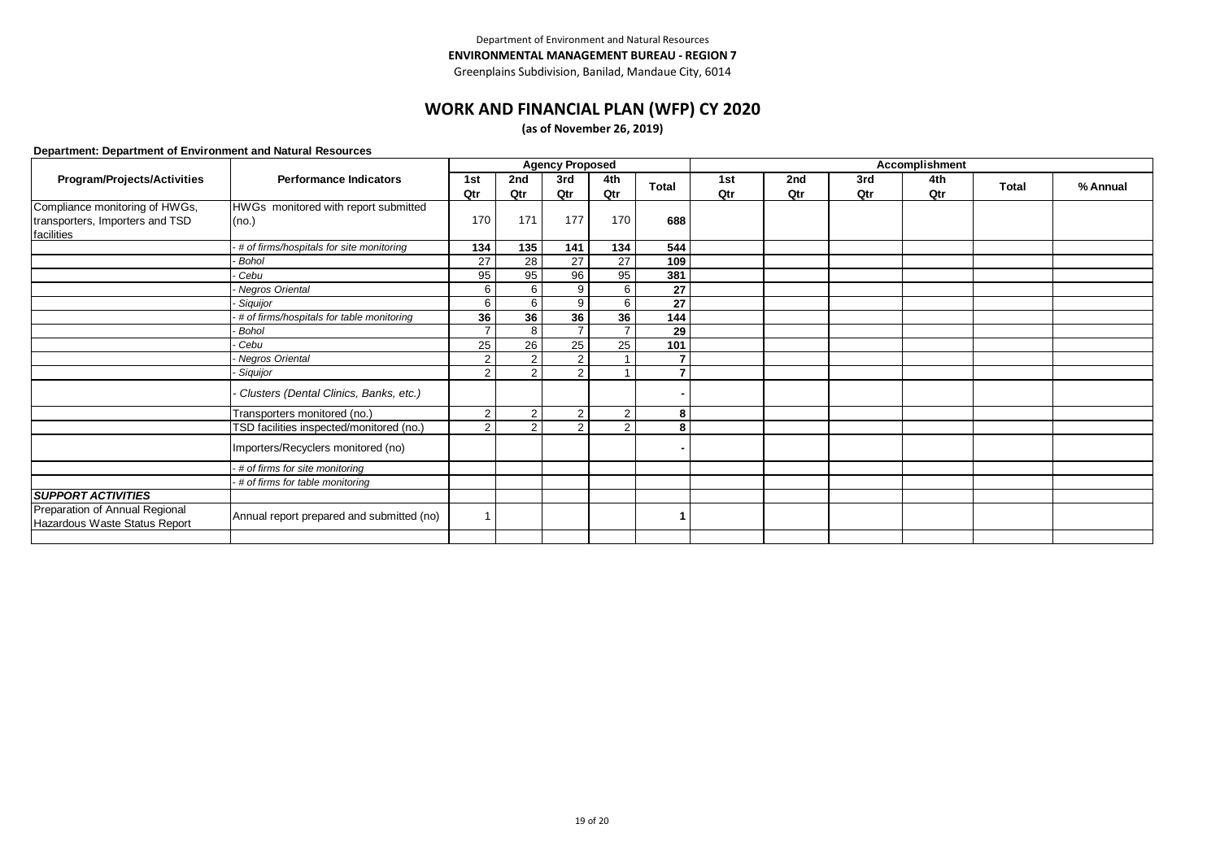Department of Environment and Natural Resources

**ENVIRONMENTAL MANAGEMENT BUREAU - REGION 7**

Greenplains Subdivision, Banilad, Mandaue City, 6014

# WORK AND FINANCIAL PLAN (WFP) CY 2020

**(as of November 26, 2019)**

**Department: Department of Environment and Natural Resources**

| Program/Projects/Activities | Performance Indicators | Agency Proposed | | | | | Accomplishment | | | | | |
|---|---|---|---|---|---|---|---|---|---|---|---|---|
| | | 1st Qtr | 2nd Qtr | 3rd Qtr | 4th Qtr | Total | 1st Qtr | 2nd Qtr | 3rd Qtr | 4th Qtr | Total | % Annual |
| Compliance monitoring of HWGs, transporters, Importers and TSD facilities | HWGs monitored with report submitted (no.) | 170 | 171 | 177 | 170 | **688** | | | | | | |
| | *- # of firms/hospitals for site monitoring* | **134** | **135** | **141** | **134** | **544** | | | | | | |
| | *- Bohol* | 27 | 28 | 27 | 27 | **109** | | | | | | |
| | *- Cebu* | 95 | 95 | 96 | 95 | **381** | | | | | | |
| | *- Negros Oriental* | 6 | 6 | 9 | 6 | **27** | | | | | | |
| | *- Siquijor* | 6 | 6 | 9 | 6 | **27** | | | | | | |
| | *- # of firms/hospitals for table monitoring* | **36** | **36** | **36** | **36** | **144** | | | | | | |
| | *- Bohol* | 7 | 8 | 7 | 7 | **29** | | | | | | |
| | *- Cebu* | 25 | 26 | 25 | 25 | **101** | | | | | | |
| | *- Negros Oriental* | 2 | 2 | 2 | 1 | **7** | | | | | | |
| | *- Siquijor* | 2 | 2 | 2 | 1 | **7** | | | | | | |
| | *- Clusters (Dental Clinics, Banks, etc.)* | | | | | **-** | | | | | | |
| | Transporters monitored (no.) | 2 | 2 | 2 | 2 | **8** | | | | | | |
| | TSD facilities inspected/monitored (no.) | 2 | 2 | 2 | 2 | **8** | | | | | | |
| | Importers/Recyclers monitored (no) | | | | | **-** | | | | | | |
| | *- # of firms for site monitoring* | | | | | | | | | | | |
| | *- # of firms for table monitoring* | | | | | | | | | | | |
| ***SUPPORT ACTIVITIES*** | | | | | | | | | | | | |
| Preparation of Annual Regional Hazardous Waste Status Report | Annual report prepared and submitted (no) | 1 | | | | **1** | | | | | | |
| | | | | | | | | | | | | |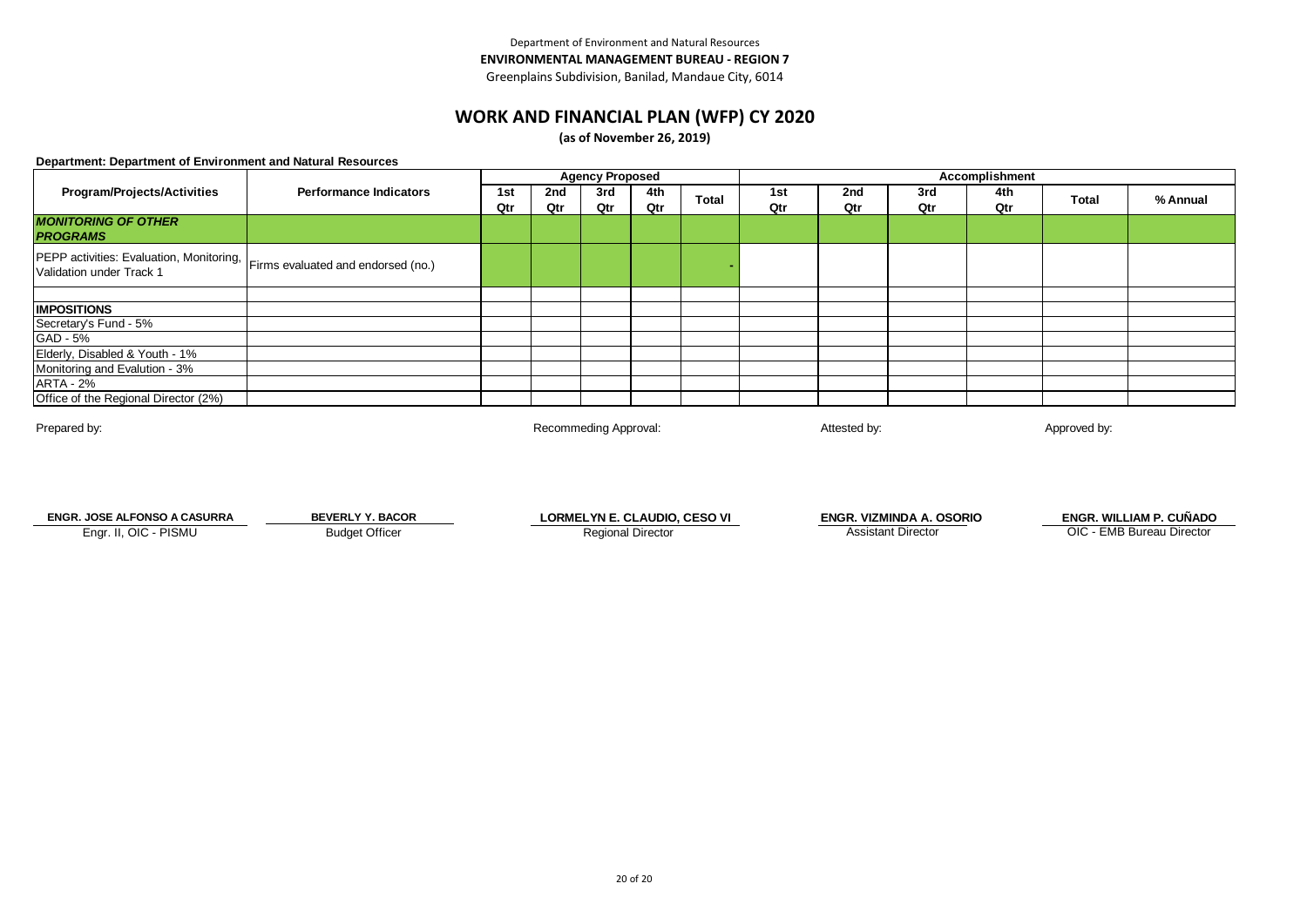Department of Environment and Natural Resources

**ENVIRONMENTAL MANAGEMENT BUREAU - REGION 7**

Greenplains Subdivision, Banilad, Mandaue City, 6014

# WORK AND FINANCIAL PLAN (WFP) CY 2020

**(as of November 26, 2019)**

**Department: Department of Environment and Natural Resources**

| Program/Projects/Activities | Performance Indicators | Agency Proposed | | | | | Accomplishment | | | | | |
|---|---|---|---|---|---|---|---|---|---|---|---|---|
| | | 1st Qtr | 2nd Qtr | 3rd Qtr | 4th Qtr | Total | 1st Qtr | 2nd Qtr | 3rd Qtr | 4th Qtr | Total | % Annual |
| ***MONITORING OF OTHER PROGRAMS*** | | | | | | | | | | | | |
| PEPP activities: Evaluation, Monitoring, Validation under Track 1 | Firms evaluated and endorsed (no.) | | | | | - | | | | | | |
| | | | | | | | | | | | | |
| **IMPOSITIONS** | | | | | | | | | | | | |
| Secretary's Fund - 5% | | | | | | | | | | | | |
| GAD - 5% | | | | | | | | | | | | |
| Elderly, Disabled & Youth - 1% | | | | | | | | | | | | |
| Monitoring and Evalution - 3% | | | | | | | | | | | | |
| ARTA - 2% | | | | | | | | | | | | |
| Office of the Regional Director (2%) | | | | | | | | | | | | |

Prepared by:

**ENGR. JOSE ALFONSO A CASURRA**
Engr. II, OIC - PISMU

**BEVERLY Y. BACOR**
Budget Officer

Recommeding Approval:

**LORMELYN E. CLAUDIO, CESO VI**
Regional Director

Attested by:

**ENGR. VIZMINDA A. OSORIO**
Assistant Director

Approved by:

**ENGR. WILLIAM P. CUÑADO**
OIC - EMB Bureau Director